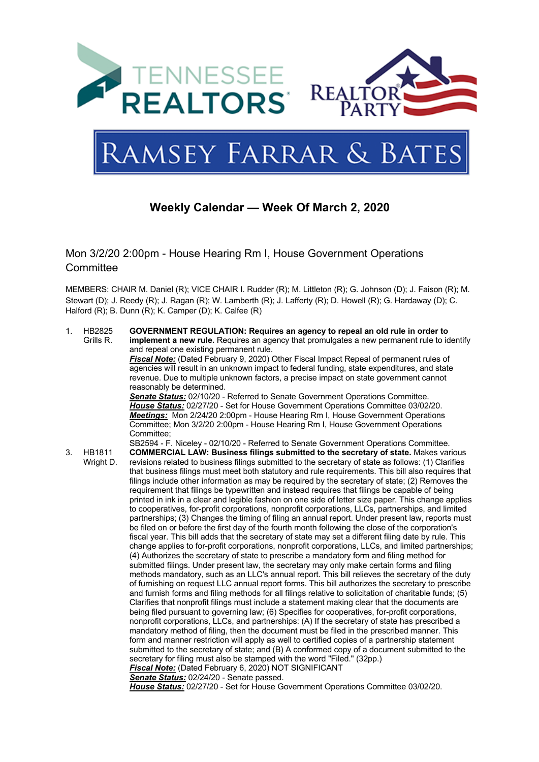# Weekly Calendar — Week Of March 2, 2020

## Mon 3/2/20 2:00pm - House Hearing Rm I, House Government Operations Committee

MEMBERS: CHAIR M. Daniel (R); VICE CHAIR I. Rudder (R); M. Littleton (R); G. Johnson (D); J. Faison (R); M. Stewart (D); J. Reedy (R); J. Ragan (R); W. Lamberth (R); J. Lafferty (R); D. Howell (R); G. Hardaway (D); C. Halford (R); B. Dunn (R); K. Camper (D); K. Calfee (R)

1. HB2825 Grills R. **GOVERNMENT REGULATION: Requires an agency to repeal an old rule in order to implement a new rule.** Requires an agency that promulgates a new permanent rule to identify and repeal one existing permanent rule.
   ***Fiscal Note:*** (Dated February 9, 2020) Other Fiscal Impact Repeal of permanent rules of agencies will result in an unknown impact to federal funding, state expenditures, and state revenue. Due to multiple unknown factors, a precise impact on state government cannot reasonably be determined.
   ***Senate Status:*** 02/10/20 - Referred to Senate Government Operations Committee.
   ***House Status:*** 02/27/20 - Set for House Government Operations Committee 03/02/20.
   ***Meetings:*** Mon 2/24/20 2:00pm - House Hearing Rm I, House Government Operations Committee; Mon 3/2/20 2:00pm - House Hearing Rm I, House Government Operations Committee;
   SB2594 - F. Niceley - 02/10/20 - Referred to Senate Government Operations Committee.

3. HB1811 Wright D. **COMMERCIAL LAW: Business filings submitted to the secretary of state.** Makes various revisions related to business filings submitted to the secretary of state as follows: (1) Clarifies that business filings must meet both statutory and rule requirements. This bill also requires that filings include other information as may be required by the secretary of state; (2) Removes the requirement that filings be typewritten and instead requires that filings be capable of being printed in ink in a clear and legible fashion on one side of letter size paper. This change applies to cooperatives, for-profit corporations, nonprofit corporations, LLCs, partnerships, and limited partnerships; (3) Changes the timing of filing an annual report. Under present law, reports must be filed on or before the first day of the fourth month following the close of the corporation's fiscal year. This bill adds that the secretary of state may set a different filing date by rule. This change applies to for-profit corporations, nonprofit corporations, LLCs, and limited partnerships; (4) Authorizes the secretary of state to prescribe a mandatory form and filing method for submitted filings. Under present law, the secretary may only make certain forms and filing methods mandatory, such as an LLC's annual report. This bill relieves the secretary of the duty of furnishing on request LLC annual report forms. This bill authorizes the secretary to prescribe and furnish forms and filing methods for all filings relative to solicitation of charitable funds; (5) Clarifies that nonprofit filings must include a statement making clear that the documents are being filed pursuant to governing law; (6) Specifies for cooperatives, for-profit corporations, nonprofit corporations, LLCs, and partnerships: (A) If the secretary of state has prescribed a mandatory method of filing, then the document must be filed in the prescribed manner. This form and manner restriction will apply as well to certified copies of a partnership statement submitted to the secretary of state; and (B) A conformed copy of a document submitted to the secretary for filing must also be stamped with the word "Filed." (32pp.)
   ***Fiscal Note:*** (Dated February 6, 2020) NOT SIGNIFICANT
   ***Senate Status:*** 02/24/20 - Senate passed.
   ***House Status:*** 02/27/20 - Set for House Government Operations Committee 03/02/20.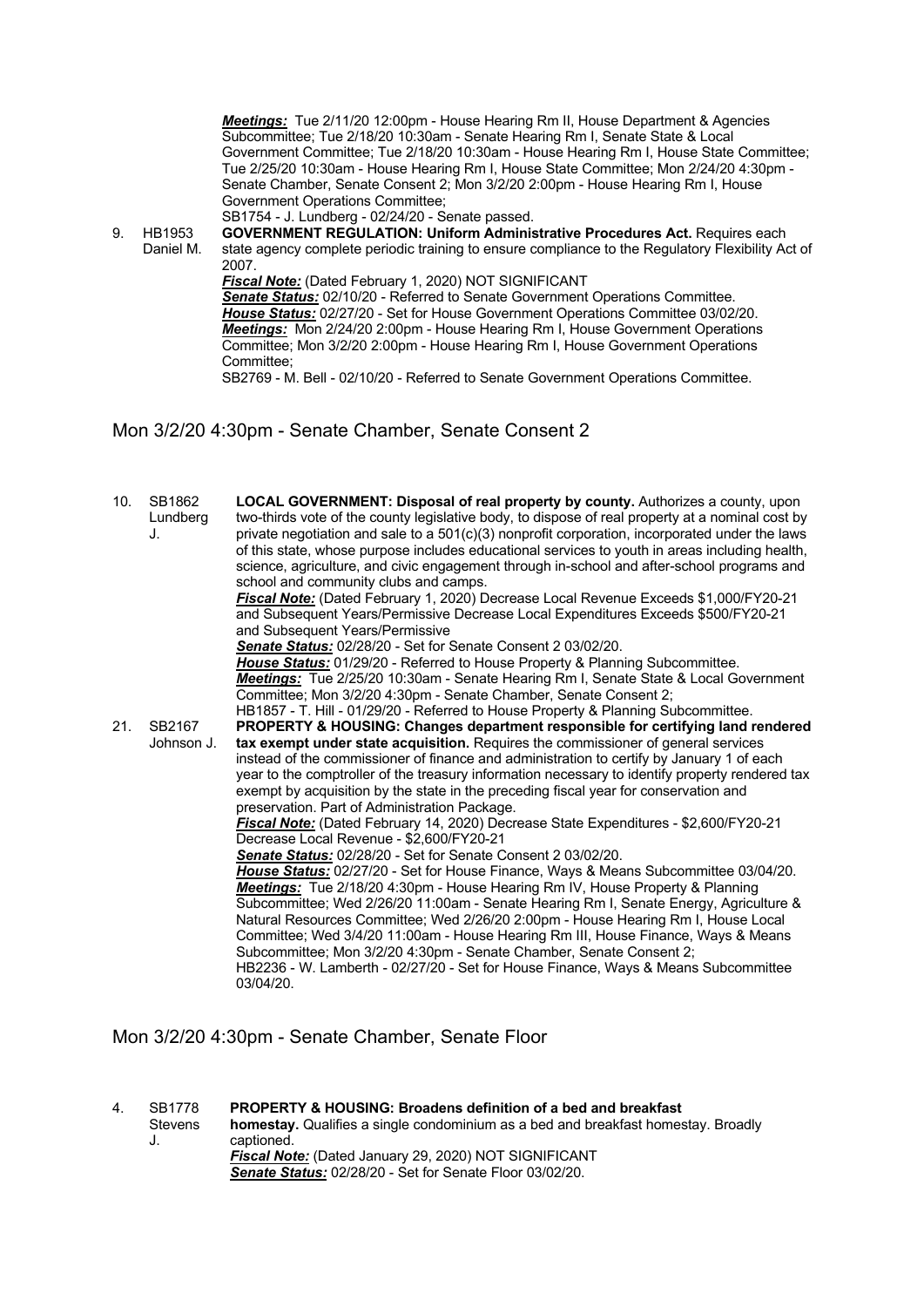***Meetings:*** Tue 2/11/20 12:00pm - House Hearing Rm II, House Department & Agencies Subcommittee; Tue 2/18/20 10:30am - Senate Hearing Rm I, Senate State & Local Government Committee; Tue 2/18/20 10:30am - House Hearing Rm I, House State Committee; Tue 2/25/20 10:30am - House Hearing Rm I, House State Committee; Mon 2/24/20 4:30pm - Senate Chamber, Senate Consent 2; Mon 3/2/20 2:00pm - House Hearing Rm I, House Government Operations Committee;

SB1754 - J. Lundberg - 02/24/20 - Senate passed.

9. HB1953 Daniel M. **GOVERNMENT REGULATION: Uniform Administrative Procedures Act.** Requires each state agency complete periodic training to ensure compliance to the Regulatory Flexibility Act of 2007.

   ***Fiscal Note:*** (Dated February 1, 2020) NOT SIGNIFICANT
   ***Senate Status:*** 02/10/20 - Referred to Senate Government Operations Committee.
   ***House Status:*** 02/27/20 - Set for House Government Operations Committee 03/02/20.
   ***Meetings:*** Mon 2/24/20 2:00pm - House Hearing Rm I, House Government Operations Committee; Mon 3/2/20 2:00pm - House Hearing Rm I, House Government Operations Committee;
   SB2769 - M. Bell - 02/10/20 - Referred to Senate Government Operations Committee.

## Mon 3/2/20 4:30pm - Senate Chamber, Senate Consent 2

10. SB1862 Lundberg J. **LOCAL GOVERNMENT: Disposal of real property by county.** Authorizes a county, upon two-thirds vote of the county legislative body, to dispose of real property at a nominal cost by private negotiation and sale to a 501(c)(3) nonprofit corporation, incorporated under the laws of this state, whose purpose includes educational services to youth in areas including health, science, agriculture, and civic engagement through in-school and after-school programs and school and community clubs and camps.

    ***Fiscal Note:*** (Dated February 1, 2020) Decrease Local Revenue Exceeds $1,000/FY20-21 and Subsequent Years/Permissive Decrease Local Expenditures Exceeds $500/FY20-21 and Subsequent Years/Permissive
    ***Senate Status:*** 02/28/20 - Set for Senate Consent 2 03/02/20.
    ***House Status:*** 01/29/20 - Referred to House Property & Planning Subcommittee.
    ***Meetings:*** Tue 2/25/20 10:30am - Senate Hearing Rm I, Senate State & Local Government Committee; Mon 3/2/20 4:30pm - Senate Chamber, Senate Consent 2;
    HB1857 - T. Hill - 01/29/20 - Referred to House Property & Planning Subcommittee.

21. SB2167 Johnson J. **PROPERTY & HOUSING: Changes department responsible for certifying land rendered tax exempt under state acquisition.** Requires the commissioner of general services instead of the commissioner of finance and administration to certify by January 1 of each year to the comptroller of the treasury information necessary to identify property rendered tax exempt by acquisition by the state in the preceding fiscal year for conservation and preservation. Part of Administration Package.

    ***Fiscal Note:*** (Dated February 14, 2020) Decrease State Expenditures - $2,600/FY20-21 Decrease Local Revenue - $2,600/FY20-21
    ***Senate Status:*** 02/28/20 - Set for Senate Consent 2 03/02/20.
    ***House Status:*** 02/27/20 - Set for House Finance, Ways & Means Subcommittee 03/04/20.
    ***Meetings:*** Tue 2/18/20 4:30pm - House Hearing Rm IV, House Property & Planning Subcommittee; Wed 2/26/20 11:00am - Senate Hearing Rm I, Senate Energy, Agriculture & Natural Resources Committee; Wed 2/26/20 2:00pm - House Hearing Rm I, House Local Committee; Wed 3/4/20 11:00am - House Hearing Rm III, House Finance, Ways & Means Subcommittee; Mon 3/2/20 4:30pm - Senate Chamber, Senate Consent 2;
    HB2236 - W. Lamberth - 02/27/20 - Set for House Finance, Ways & Means Subcommittee 03/04/20.

## Mon 3/2/20 4:30pm - Senate Chamber, Senate Floor

4. SB1778 Stevens J. **PROPERTY & HOUSING: Broadens definition of a bed and breakfast homestay.** Qualifies a single condominium as a bed and breakfast homestay. Broadly captioned.

   ***Fiscal Note:*** (Dated January 29, 2020) NOT SIGNIFICANT
   ***Senate Status:*** 02/28/20 - Set for Senate Floor 03/02/20.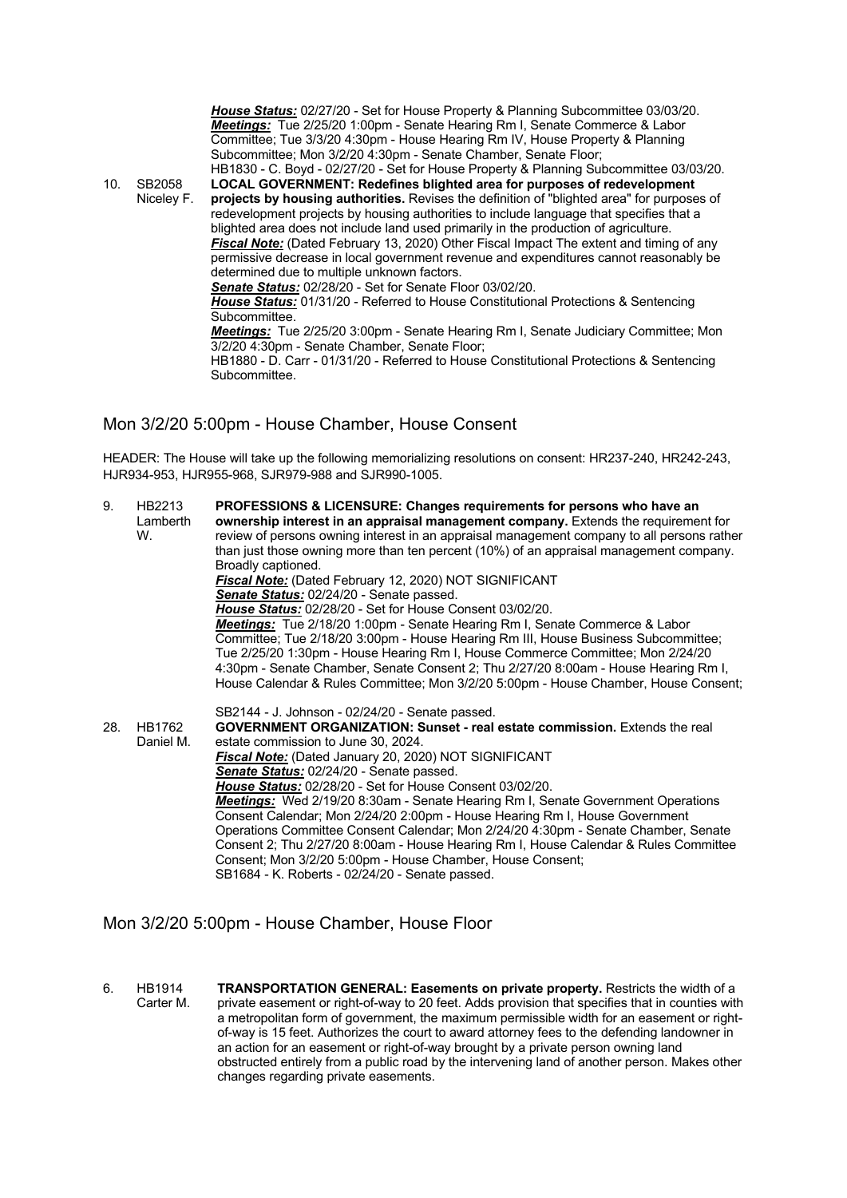***House Status:*** 02/27/20 - Set for House Property & Planning Subcommittee 03/03/20.
***Meetings:*** Tue 2/25/20 1:00pm - Senate Hearing Rm I, Senate Commerce & Labor Committee; Tue 3/3/20 4:30pm - House Hearing Rm IV, House Property & Planning Subcommittee; Mon 3/2/20 4:30pm - Senate Chamber, Senate Floor;
HB1830 - C. Boyd - 02/27/20 - Set for House Property & Planning Subcommittee 03/03/20.

10. SB2058 Niceley F. **LOCAL GOVERNMENT: Redefines blighted area for purposes of redevelopment projects by housing authorities.** Revises the definition of "blighted area" for purposes of redevelopment projects by housing authorities to include language that specifies that a blighted area does not include land used primarily in the production of agriculture.
***Fiscal Note:*** (Dated February 13, 2020) Other Fiscal Impact The extent and timing of any permissive decrease in local government revenue and expenditures cannot reasonably be determined due to multiple unknown factors.
***Senate Status:*** 02/28/20 - Set for Senate Floor 03/02/20.
***House Status:*** 01/31/20 - Referred to House Constitutional Protections & Sentencing Subcommittee.
***Meetings:*** Tue 2/25/20 3:00pm - Senate Hearing Rm I, Senate Judiciary Committee; Mon 3/2/20 4:30pm - Senate Chamber, Senate Floor;
HB1880 - D. Carr - 01/31/20 - Referred to House Constitutional Protections & Sentencing Subcommittee.

## Mon 3/2/20 5:00pm - House Chamber, House Consent

HEADER: The House will take up the following memorializing resolutions on consent: HR237-240, HR242-243, HJR934-953, HJR955-968, SJR979-988 and SJR990-1005.

9. HB2213 Lamberth W. **PROFESSIONS & LICENSURE: Changes requirements for persons who have an ownership interest in an appraisal management company.** Extends the requirement for review of persons owning interest in an appraisal management company to all persons rather than just those owning more than ten percent (10%) of an appraisal management company. Broadly captioned.
***Fiscal Note:*** (Dated February 12, 2020) NOT SIGNIFICANT
***Senate Status:*** 02/24/20 - Senate passed.
***House Status:*** 02/28/20 - Set for House Consent 03/02/20.
***Meetings:*** Tue 2/18/20 1:00pm - Senate Hearing Rm I, Senate Commerce & Labor Committee; Tue 2/18/20 3:00pm - House Hearing Rm III, House Business Subcommittee; Tue 2/25/20 1:30pm - House Hearing Rm I, House Commerce Committee; Mon 2/24/20 4:30pm - Senate Chamber, Senate Consent 2; Thu 2/27/20 8:00am - House Hearing Rm I, House Calendar & Rules Committee; Mon 3/2/20 5:00pm - House Chamber, House Consent;
SB2144 - J. Johnson - 02/24/20 - Senate passed.

28. HB1762 Daniel M. **GOVERNMENT ORGANIZATION: Sunset - real estate commission.** Extends the real estate commission to June 30, 2024.
***Fiscal Note:*** (Dated January 20, 2020) NOT SIGNIFICANT
***Senate Status:*** 02/24/20 - Senate passed.
***House Status:*** 02/28/20 - Set for House Consent 03/02/20.
***Meetings:*** Wed 2/19/20 8:30am - Senate Hearing Rm I, Senate Government Operations Consent Calendar; Mon 2/24/20 2:00pm - House Hearing Rm I, House Government Operations Committee Consent Calendar; Mon 2/24/20 4:30pm - Senate Chamber, Senate Consent 2; Thu 2/27/20 8:00am - House Hearing Rm I, House Calendar & Rules Committee Consent; Mon 3/2/20 5:00pm - House Chamber, House Consent;
SB1684 - K. Roberts - 02/24/20 - Senate passed.

## Mon 3/2/20 5:00pm - House Chamber, House Floor

6. HB1914 Carter M. **TRANSPORTATION GENERAL: Easements on private property.** Restricts the width of a private easement or right-of-way to 20 feet. Adds provision that specifies that in counties with a metropolitan form of government, the maximum permissible width for an easement or right-of-way is 15 feet. Authorizes the court to award attorney fees to the defending landowner in an action for an easement or right-of-way brought by a private person owning land obstructed entirely from a public road by the intervening land of another person. Makes other changes regarding private easements.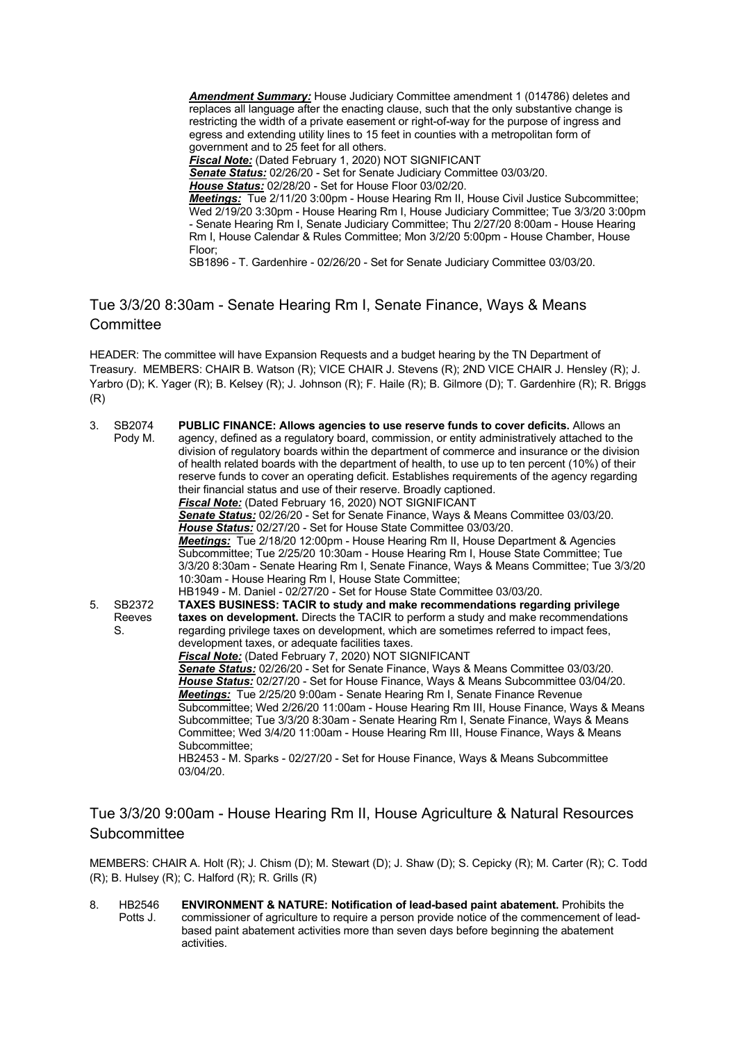***Amendment Summary:*** House Judiciary Committee amendment 1 (014786) deletes and replaces all language after the enacting clause, such that the only substantive change is restricting the width of a private easement or right-of-way for the purpose of ingress and egress and extending utility lines to 15 feet in counties with a metropolitan form of government and to 25 feet for all others.
***Fiscal Note:*** (Dated February 1, 2020) NOT SIGNIFICANT
***Senate Status:*** 02/26/20 - Set for Senate Judiciary Committee 03/03/20.
***House Status:*** 02/28/20 - Set for House Floor 03/02/20.
***Meetings:*** Tue 2/11/20 3:00pm - House Hearing Rm II, House Civil Justice Subcommittee; Wed 2/19/20 3:30pm - House Hearing Rm I, House Judiciary Committee; Tue 3/3/20 3:00pm - Senate Hearing Rm I, Senate Judiciary Committee; Thu 2/27/20 8:00am - House Hearing Rm I, House Calendar & Rules Committee; Mon 3/2/20 5:00pm - House Chamber, House Floor;
SB1896 - T. Gardenhire - 02/26/20 - Set for Senate Judiciary Committee 03/03/20.

## Tue 3/3/20 8:30am - Senate Hearing Rm I, Senate Finance, Ways & Means Committee

HEADER: The committee will have Expansion Requests and a budget hearing by the TN Department of Treasury. MEMBERS: CHAIR B. Watson (R); VICE CHAIR J. Stevens (R); 2ND VICE CHAIR J. Hensley (R); J. Yarbro (D); K. Yager (R); B. Kelsey (R); J. Johnson (R); F. Haile (R); B. Gilmore (D); T. Gardenhire (R); R. Briggs (R)

3. SB2074 Pody M. **PUBLIC FINANCE: Allows agencies to use reserve funds to cover deficits.** Allows an agency, defined as a regulatory board, commission, or entity administratively attached to the division of regulatory boards within the department of commerce and insurance or the division of health related boards with the department of health, to use up to ten percent (10%) of their reserve funds to cover an operating deficit. Establishes requirements of the agency regarding their financial status and use of their reserve. Broadly captioned.
***Fiscal Note:*** (Dated February 16, 2020) NOT SIGNIFICANT
***Senate Status:*** 02/26/20 - Set for Senate Finance, Ways & Means Committee 03/03/20.
***House Status:*** 02/27/20 - Set for House State Committee 03/03/20.
***Meetings:*** Tue 2/18/20 12:00pm - House Hearing Rm II, House Department & Agencies Subcommittee; Tue 2/25/20 10:30am - House Hearing Rm I, House State Committee; Tue 3/3/20 8:30am - Senate Hearing Rm I, Senate Finance, Ways & Means Committee; Tue 3/3/20 10:30am - House Hearing Rm I, House State Committee;
HB1949 - M. Daniel - 02/27/20 - Set for House State Committee 03/03/20.

5. SB2372 Reeves S. **TAXES BUSINESS: TACIR to study and make recommendations regarding privilege taxes on development.** Directs the TACIR to perform a study and make recommendations regarding privilege taxes on development, which are sometimes referred to impact fees, development taxes, or adequate facilities taxes.
***Fiscal Note:*** (Dated February 7, 2020) NOT SIGNIFICANT
***Senate Status:*** 02/26/20 - Set for Senate Finance, Ways & Means Committee 03/03/20.
***House Status:*** 02/27/20 - Set for House Finance, Ways & Means Subcommittee 03/04/20.
***Meetings:*** Tue 2/25/20 9:00am - Senate Hearing Rm I, Senate Finance Revenue Subcommittee; Wed 2/26/20 11:00am - House Hearing Rm III, House Finance, Ways & Means Subcommittee; Tue 3/3/20 8:30am - Senate Hearing Rm I, Senate Finance, Ways & Means Committee; Wed 3/4/20 11:00am - House Hearing Rm III, House Finance, Ways & Means Subcommittee;
HB2453 - M. Sparks - 02/27/20 - Set for House Finance, Ways & Means Subcommittee 03/04/20.

## Tue 3/3/20 9:00am - House Hearing Rm II, House Agriculture & Natural Resources Subcommittee

MEMBERS: CHAIR A. Holt (R); J. Chism (D); M. Stewart (D); J. Shaw (D); S. Cepicky (R); M. Carter (R); C. Todd (R); B. Hulsey (R); C. Halford (R); R. Grills (R)

8. HB2546 Potts J. **ENVIRONMENT & NATURE: Notification of lead-based paint abatement.** Prohibits the commissioner of agriculture to require a person provide notice of the commencement of lead-based paint abatement activities more than seven days before beginning the abatement activities.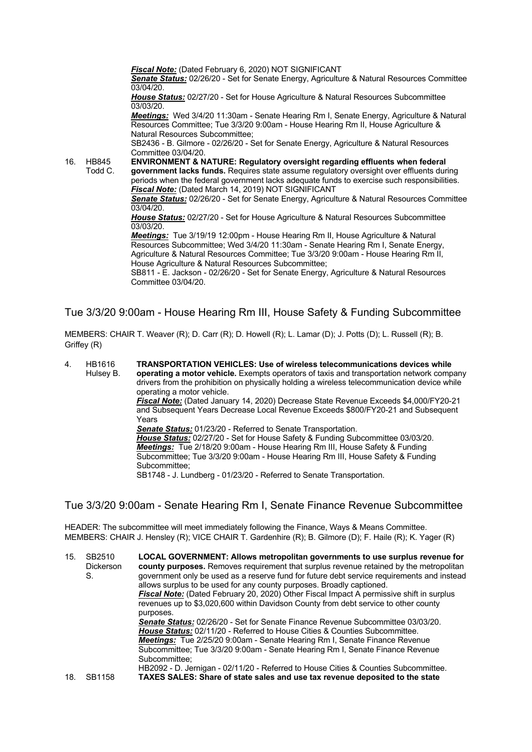***Fiscal Note:*** (Dated February 6, 2020) NOT SIGNIFICANT
***Senate Status:*** 02/26/20 - Set for Senate Energy, Agriculture & Natural Resources Committee 03/04/20.
***House Status:*** 02/27/20 - Set for House Agriculture & Natural Resources Subcommittee 03/03/20.
***Meetings:*** Wed 3/4/20 11:30am - Senate Hearing Rm I, Senate Energy, Agriculture & Natural Resources Committee; Tue 3/3/20 9:00am - House Hearing Rm II, House Agriculture & Natural Resources Subcommittee;
SB2436 - B. Gilmore - 02/26/20 - Set for Senate Energy, Agriculture & Natural Resources Committee 03/04/20.

16. HB845 Todd C. **ENVIRONMENT & NATURE: Regulatory oversight regarding effluents when federal government lacks funds.** Requires state assume regulatory oversight over effluents during periods when the federal government lacks adequate funds to exercise such responsibilities.
***Fiscal Note:*** (Dated March 14, 2019) NOT SIGNIFICANT
***Senate Status:*** 02/26/20 - Set for Senate Energy, Agriculture & Natural Resources Committee 03/04/20.
***House Status:*** 02/27/20 - Set for House Agriculture & Natural Resources Subcommittee 03/03/20.
***Meetings:*** Tue 3/19/19 12:00pm - House Hearing Rm II, House Agriculture & Natural Resources Subcommittee; Wed 3/4/20 11:30am - Senate Hearing Rm I, Senate Energy, Agriculture & Natural Resources Committee; Tue 3/3/20 9:00am - House Hearing Rm II, House Agriculture & Natural Resources Subcommittee;
SB811 - E. Jackson - 02/26/20 - Set for Senate Energy, Agriculture & Natural Resources Committee 03/04/20.

## Tue 3/3/20 9:00am - House Hearing Rm III, House Safety & Funding Subcommittee

MEMBERS: CHAIR T. Weaver (R); D. Carr (R); D. Howell (R); L. Lamar (D); J. Potts (D); L. Russell (R); B. Griffey (R)

4. HB1616 Hulsey B. **TRANSPORTATION VEHICLES: Use of wireless telecommunications devices while operating a motor vehicle.** Exempts operators of taxis and transportation network company drivers from the prohibition on physically holding a wireless telecommunication device while operating a motor vehicle.
***Fiscal Note:*** (Dated January 14, 2020) Decrease State Revenue Exceeds $4,000/FY20-21 and Subsequent Years Decrease Local Revenue Exceeds $800/FY20-21 and Subsequent Years
***Senate Status:*** 01/23/20 - Referred to Senate Transportation.
***House Status:*** 02/27/20 - Set for House Safety & Funding Subcommittee 03/03/20.
***Meetings:*** Tue 2/18/20 9:00am - House Hearing Rm III, House Safety & Funding Subcommittee; Tue 3/3/20 9:00am - House Hearing Rm III, House Safety & Funding Subcommittee;
SB1748 - J. Lundberg - 01/23/20 - Referred to Senate Transportation.

## Tue 3/3/20 9:00am - Senate Hearing Rm I, Senate Finance Revenue Subcommittee

HEADER: The subcommittee will meet immediately following the Finance, Ways & Means Committee.
MEMBERS: CHAIR J. Hensley (R); VICE CHAIR T. Gardenhire (R); B. Gilmore (D); F. Haile (R); K. Yager (R)

15. SB2510 Dickerson S. **LOCAL GOVERNMENT: Allows metropolitan governments to use surplus revenue for county purposes.** Removes requirement that surplus revenue retained by the metropolitan government only be used as a reserve fund for future debt service requirements and instead allows surplus to be used for any county purposes. Broadly captioned.
***Fiscal Note:*** (Dated February 20, 2020) Other Fiscal Impact A permissive shift in surplus revenues up to $3,020,600 within Davidson County from debt service to other county purposes.
***Senate Status:*** 02/26/20 - Set for Senate Finance Revenue Subcommittee 03/03/20.
***House Status:*** 02/11/20 - Referred to House Cities & Counties Subcommittee.
***Meetings:*** Tue 2/25/20 9:00am - Senate Hearing Rm I, Senate Finance Revenue Subcommittee; Tue 3/3/20 9:00am - Senate Hearing Rm I, Senate Finance Revenue Subcommittee;
HB2092 - D. Jernigan - 02/11/20 - Referred to House Cities & Counties Subcommittee.

18. SB1158 **TAXES SALES: Share of state sales and use tax revenue deposited to the state**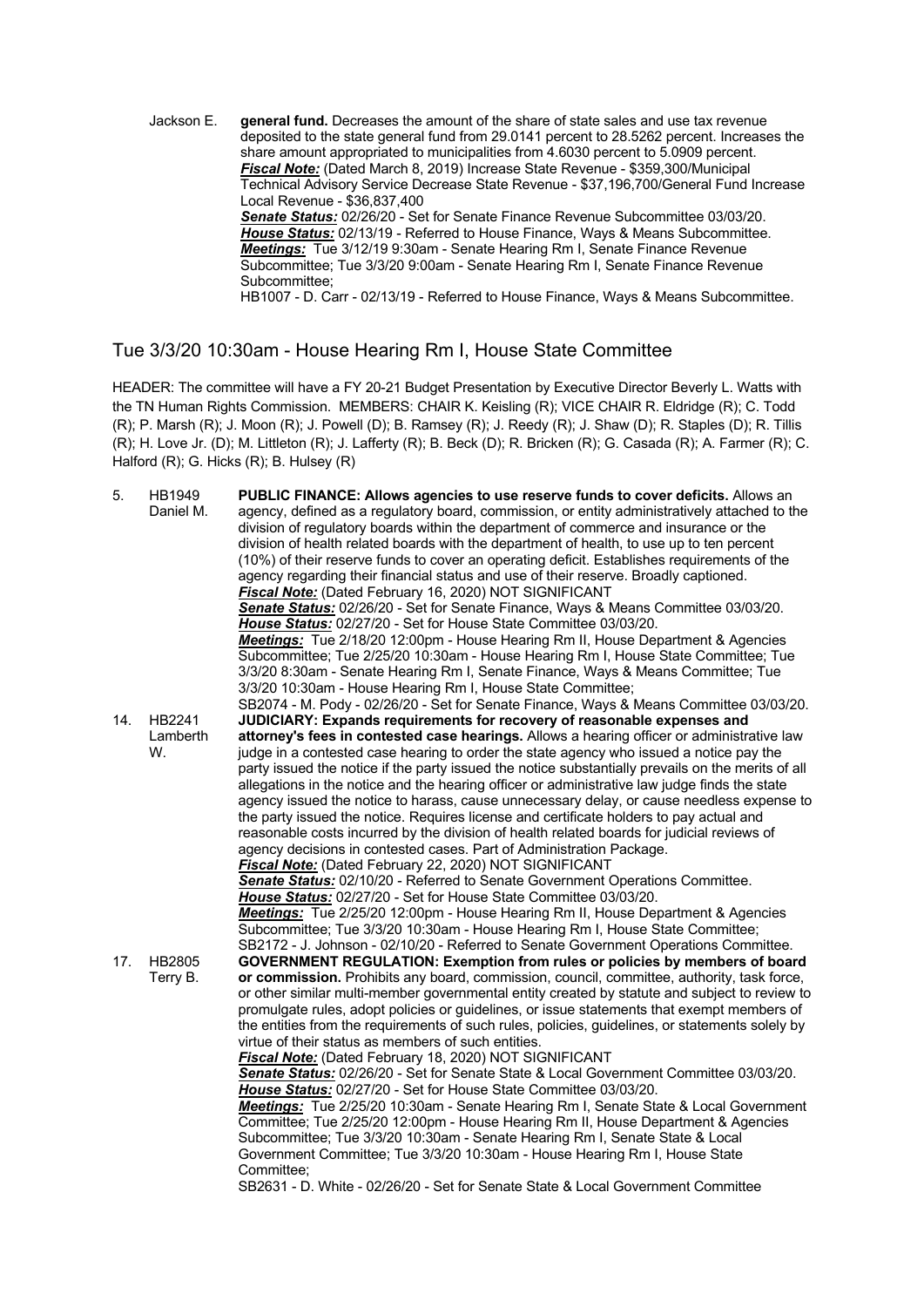Jackson E. **general fund.** Decreases the amount of the share of state sales and use tax revenue deposited to the state general fund from 29.0141 percent to 28.5262 percent. Increases the share amount appropriated to municipalities from 4.6030 percent to 5.0909 percent.
***Fiscal Note:*** (Dated March 8, 2019) Increase State Revenue - $359,300/Municipal Technical Advisory Service Decrease State Revenue - $37,196,700/General Fund Increase Local Revenue - $36,837,400
***Senate Status:*** 02/26/20 - Set for Senate Finance Revenue Subcommittee 03/03/20.
***House Status:*** 02/13/19 - Referred to House Finance, Ways & Means Subcommittee.
***Meetings:*** Tue 3/12/19 9:30am - Senate Hearing Rm I, Senate Finance Revenue Subcommittee; Tue 3/3/20 9:00am - Senate Hearing Rm I, Senate Finance Revenue Subcommittee;
HB1007 - D. Carr - 02/13/19 - Referred to House Finance, Ways & Means Subcommittee.

## Tue 3/3/20 10:30am - House Hearing Rm I, House State Committee

HEADER: The committee will have a FY 20-21 Budget Presentation by Executive Director Beverly L. Watts with the TN Human Rights Commission. MEMBERS: CHAIR K. Keisling (R); VICE CHAIR R. Eldridge (R); C. Todd (R); P. Marsh (R); J. Moon (R); J. Powell (D); B. Ramsey (R); J. Reedy (R); J. Shaw (D); R. Staples (D); R. Tillis (R); H. Love Jr. (D); M. Littleton (R); J. Lafferty (R); B. Beck (D); R. Bricken (R); G. Casada (R); A. Farmer (R); C. Halford (R); G. Hicks (R); B. Hulsey (R)

5. HB1949 Daniel M. **PUBLIC FINANCE: Allows agencies to use reserve funds to cover deficits.** Allows an agency, defined as a regulatory board, commission, or entity administratively attached to the division of regulatory boards within the department of commerce and insurance or the division of health related boards with the department of health, to use up to ten percent (10%) of their reserve funds to cover an operating deficit. Establishes requirements of the agency regarding their financial status and use of their reserve. Broadly captioned.
***Fiscal Note:*** (Dated February 16, 2020) NOT SIGNIFICANT
***Senate Status:*** 02/26/20 - Set for Senate Finance, Ways & Means Committee 03/03/20.
***House Status:*** 02/27/20 - Set for House State Committee 03/03/20.
***Meetings:*** Tue 2/18/20 12:00pm - House Hearing Rm II, House Department & Agencies Subcommittee; Tue 2/25/20 10:30am - House Hearing Rm I, House State Committee; Tue 3/3/20 8:30am - Senate Hearing Rm I, Senate Finance, Ways & Means Committee; Tue 3/3/20 10:30am - House Hearing Rm I, House State Committee;
SB2074 - M. Pody - 02/26/20 - Set for Senate Finance, Ways & Means Committee 03/03/20.

14. HB2241 Lamberth W. **JUDICIARY: Expands requirements for recovery of reasonable expenses and attorney's fees in contested case hearings.** Allows a hearing officer or administrative law judge in a contested case hearing to order the state agency who issued a notice pay the party issued the notice if the party issued the notice substantially prevails on the merits of all allegations in the notice and the hearing officer or administrative law judge finds the state agency issued the notice to harass, cause unnecessary delay, or cause needless expense to the party issued the notice. Requires license and certificate holders to pay actual and reasonable costs incurred by the division of health related boards for judicial reviews of agency decisions in contested cases. Part of Administration Package.
***Fiscal Note:*** (Dated February 22, 2020) NOT SIGNIFICANT
***Senate Status:*** 02/10/20 - Referred to Senate Government Operations Committee.
***House Status:*** 02/27/20 - Set for House State Committee 03/03/20.
***Meetings:*** Tue 2/25/20 12:00pm - House Hearing Rm II, House Department & Agencies Subcommittee; Tue 3/3/20 10:30am - House Hearing Rm I, House State Committee;
SB2172 - J. Johnson - 02/10/20 - Referred to Senate Government Operations Committee.

17. HB2805 Terry B. **GOVERNMENT REGULATION: Exemption from rules or policies by members of board or commission.** Prohibits any board, commission, council, committee, authority, task force, or other similar multi-member governmental entity created by statute and subject to review to promulgate rules, adopt policies or guidelines, or issue statements that exempt members of the entities from the requirements of such rules, policies, guidelines, or statements solely by virtue of their status as members of such entities.
***Fiscal Note:*** (Dated February 18, 2020) NOT SIGNIFICANT
***Senate Status:*** 02/26/20 - Set for Senate State & Local Government Committee 03/03/20.
***House Status:*** 02/27/20 - Set for House State Committee 03/03/20.
***Meetings:*** Tue 2/25/20 10:30am - Senate Hearing Rm I, Senate State & Local Government Committee; Tue 2/25/20 12:00pm - House Hearing Rm II, House Department & Agencies Subcommittee; Tue 3/3/20 10:30am - Senate Hearing Rm I, Senate State & Local Government Committee; Tue 3/3/20 10:30am - House Hearing Rm I, House State Committee;
SB2631 - D. White - 02/26/20 - Set for Senate State & Local Government Committee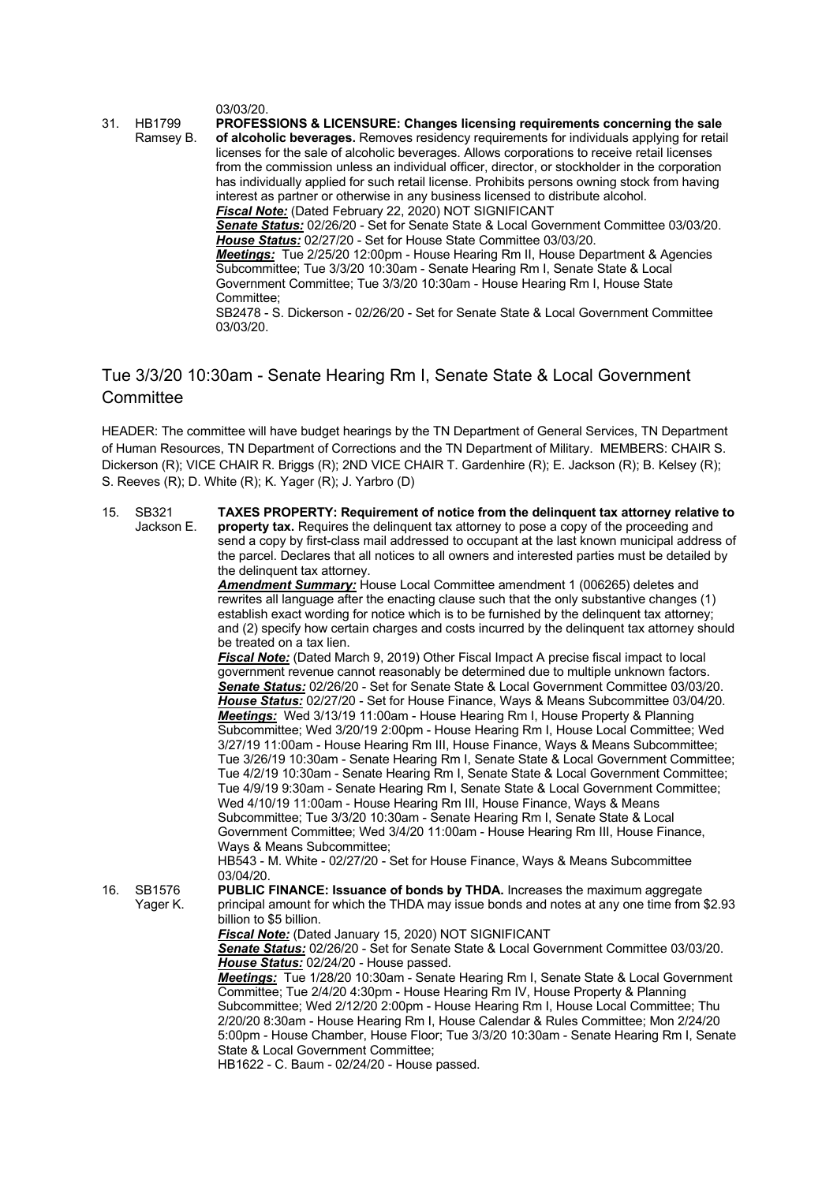03/03/20.

31. HB1799 Ramsey B. **PROFESSIONS & LICENSURE: Changes licensing requirements concerning the sale of alcoholic beverages.** Removes residency requirements for individuals applying for retail licenses for the sale of alcoholic beverages. Allows corporations to receive retail licenses from the commission unless an individual officer, director, or stockholder in the corporation has individually applied for such retail license. Prohibits persons owning stock from having interest as partner or otherwise in any business licensed to distribute alcohol.
***Fiscal Note:*** (Dated February 22, 2020) NOT SIGNIFICANT
***Senate Status:*** 02/26/20 - Set for Senate State & Local Government Committee 03/03/20.
***House Status:*** 02/27/20 - Set for House State Committee 03/03/20.
***Meetings:*** Tue 2/25/20 12:00pm - House Hearing Rm II, House Department & Agencies Subcommittee; Tue 3/3/20 10:30am - Senate Hearing Rm I, Senate State & Local Government Committee; Tue 3/3/20 10:30am - House Hearing Rm I, House State Committee;
SB2478 - S. Dickerson - 02/26/20 - Set for Senate State & Local Government Committee 03/03/20.

## Tue 3/3/20 10:30am - Senate Hearing Rm I, Senate State & Local Government Committee

HEADER: The committee will have budget hearings by the TN Department of General Services, TN Department of Human Resources, TN Department of Corrections and the TN Department of Military. MEMBERS: CHAIR S. Dickerson (R); VICE CHAIR R. Briggs (R); 2ND VICE CHAIR T. Gardenhire (R); E. Jackson (R); B. Kelsey (R); S. Reeves (R); D. White (R); K. Yager (R); J. Yarbro (D)

15. SB321 Jackson E. **TAXES PROPERTY: Requirement of notice from the delinquent tax attorney relative to property tax.** Requires the delinquent tax attorney to pose a copy of the proceeding and send a copy by first-class mail addressed to occupant at the last known municipal address of the parcel. Declares that all notices to all owners and interested parties must be detailed by the delinquent tax attorney.
***Amendment Summary:*** House Local Committee amendment 1 (006265) deletes and rewrites all language after the enacting clause such that the only substantive changes (1) establish exact wording for notice which is to be furnished by the delinquent tax attorney; and (2) specify how certain charges and costs incurred by the delinquent tax attorney should be treated on a tax lien.
***Fiscal Note:*** (Dated March 9, 2019) Other Fiscal Impact A precise fiscal impact to local government revenue cannot reasonably be determined due to multiple unknown factors.
***Senate Status:*** 02/26/20 - Set for Senate State & Local Government Committee 03/03/20.
***House Status:*** 02/27/20 - Set for House Finance, Ways & Means Subcommittee 03/04/20.
***Meetings:*** Wed 3/13/19 11:00am - House Hearing Rm I, House Property & Planning Subcommittee; Wed 3/20/19 2:00pm - House Hearing Rm I, House Local Committee; Wed 3/27/19 11:00am - House Hearing Rm III, House Finance, Ways & Means Subcommittee; Tue 3/26/19 10:30am - Senate Hearing Rm I, Senate State & Local Government Committee; Tue 4/2/19 10:30am - Senate Hearing Rm I, Senate State & Local Government Committee; Tue 4/9/19 9:30am - Senate Hearing Rm I, Senate State & Local Government Committee; Wed 4/10/19 11:00am - House Hearing Rm III, House Finance, Ways & Means Subcommittee; Tue 3/3/20 10:30am - Senate Hearing Rm I, Senate State & Local Government Committee; Wed 3/4/20 11:00am - House Hearing Rm III, House Finance, Ways & Means Subcommittee;
HB543 - M. White - 02/27/20 - Set for House Finance, Ways & Means Subcommittee 03/04/20.

16. SB1576 Yager K. **PUBLIC FINANCE: Issuance of bonds by THDA.** Increases the maximum aggregate principal amount for which the THDA may issue bonds and notes at any one time from $2.93 billion to $5 billion.
***Fiscal Note:*** (Dated January 15, 2020) NOT SIGNIFICANT
***Senate Status:*** 02/26/20 - Set for Senate State & Local Government Committee 03/03/20.
***House Status:*** 02/24/20 - House passed.
***Meetings:*** Tue 1/28/20 10:30am - Senate Hearing Rm I, Senate State & Local Government Committee; Tue 2/4/20 4:30pm - House Hearing Rm IV, House Property & Planning Subcommittee; Wed 2/12/20 2:00pm - House Hearing Rm I, House Local Committee; Thu 2/20/20 8:30am - House Hearing Rm I, House Calendar & Rules Committee; Mon 2/24/20 5:00pm - House Chamber, House Floor; Tue 3/3/20 10:30am - Senate Hearing Rm I, Senate State & Local Government Committee;
HB1622 - C. Baum - 02/24/20 - House passed.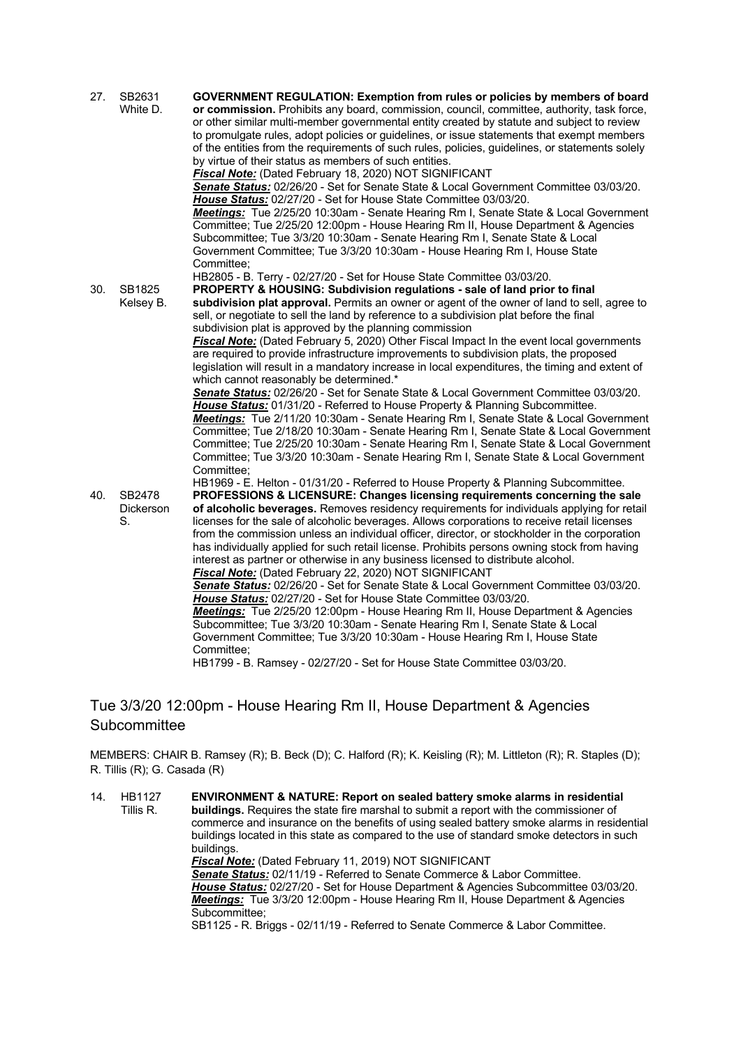27. SB2631 White D.

**GOVERNMENT REGULATION: Exemption from rules or policies by members of board or commission.** Prohibits any board, commission, council, committee, authority, task force, or other similar multi-member governmental entity created by statute and subject to review to promulgate rules, adopt policies or guidelines, or issue statements that exempt members of the entities from the requirements of such rules, policies, guidelines, or statements solely by virtue of their status as members of such entities.

***Fiscal Note:*** (Dated February 18, 2020) NOT SIGNIFICANT

***Senate Status:*** 02/26/20 - Set for Senate State & Local Government Committee 03/03/20.

***House Status:*** 02/27/20 - Set for House State Committee 03/03/20.

***Meetings:*** Tue 2/25/20 10:30am - Senate Hearing Rm I, Senate State & Local Government Committee; Tue 2/25/20 12:00pm - House Hearing Rm II, House Department & Agencies Subcommittee; Tue 3/3/20 10:30am - Senate Hearing Rm I, Senate State & Local Government Committee; Tue 3/3/20 10:30am - House Hearing Rm I, House State Committee;

HB2805 - B. Terry - 02/27/20 - Set for House State Committee 03/03/20.

30. SB1825 Kelsey B.

**PROPERTY & HOUSING: Subdivision regulations - sale of land prior to final subdivision plat approval.** Permits an owner or agent of the owner of land to sell, agree to sell, or negotiate to sell the land by reference to a subdivision plat before the final subdivision plat is approved by the planning commission

***Fiscal Note:*** (Dated February 5, 2020) Other Fiscal Impact In the event local governments are required to provide infrastructure improvements to subdivision plats, the proposed legislation will result in a mandatory increase in local expenditures, the timing and extent of which cannot reasonably be determined.*

***Senate Status:*** 02/26/20 - Set for Senate State & Local Government Committee 03/03/20.

***House Status:*** 01/31/20 - Referred to House Property & Planning Subcommittee.

***Meetings:*** Tue 2/11/20 10:30am - Senate Hearing Rm I, Senate State & Local Government Committee; Tue 2/18/20 10:30am - Senate Hearing Rm I, Senate State & Local Government Committee; Tue 2/25/20 10:30am - Senate Hearing Rm I, Senate State & Local Government Committee; Tue 3/3/20 10:30am - Senate Hearing Rm I, Senate State & Local Government Committee;

HB1969 - E. Helton - 01/31/20 - Referred to House Property & Planning Subcommittee.

40. SB2478 Dickerson S.

**PROFESSIONS & LICENSURE: Changes licensing requirements concerning the sale of alcoholic beverages.** Removes residency requirements for individuals applying for retail licenses for the sale of alcoholic beverages. Allows corporations to receive retail licenses from the commission unless an individual officer, director, or stockholder in the corporation has individually applied for such retail license. Prohibits persons owning stock from having interest as partner or otherwise in any business licensed to distribute alcohol.

***Fiscal Note:*** (Dated February 22, 2020) NOT SIGNIFICANT

***Senate Status:*** 02/26/20 - Set for Senate State & Local Government Committee 03/03/20.

***House Status:*** 02/27/20 - Set for House State Committee 03/03/20.

***Meetings:*** Tue 2/25/20 12:00pm - House Hearing Rm II, House Department & Agencies Subcommittee; Tue 3/3/20 10:30am - Senate Hearing Rm I, Senate State & Local Government Committee; Tue 3/3/20 10:30am - House Hearing Rm I, House State Committee;

HB1799 - B. Ramsey - 02/27/20 - Set for House State Committee 03/03/20.

## Tue 3/3/20 12:00pm - House Hearing Rm II, House Department & Agencies Subcommittee

MEMBERS: CHAIR B. Ramsey (R); B. Beck (D); C. Halford (R); K. Keisling (R); M. Littleton (R); R. Staples (D); R. Tillis (R); G. Casada (R)

14. HB1127 Tillis R.

**ENVIRONMENT & NATURE: Report on sealed battery smoke alarms in residential buildings.** Requires the state fire marshal to submit a report with the commissioner of commerce and insurance on the benefits of using sealed battery smoke alarms in residential buildings located in this state as compared to the use of standard smoke detectors in such buildings.

***Fiscal Note:*** (Dated February 11, 2019) NOT SIGNIFICANT

***Senate Status:*** 02/11/19 - Referred to Senate Commerce & Labor Committee.

***House Status:*** 02/27/20 - Set for House Department & Agencies Subcommittee 03/03/20.

***Meetings:*** Tue 3/3/20 12:00pm - House Hearing Rm II, House Department & Agencies Subcommittee;

SB1125 - R. Briggs - 02/11/19 - Referred to Senate Commerce & Labor Committee.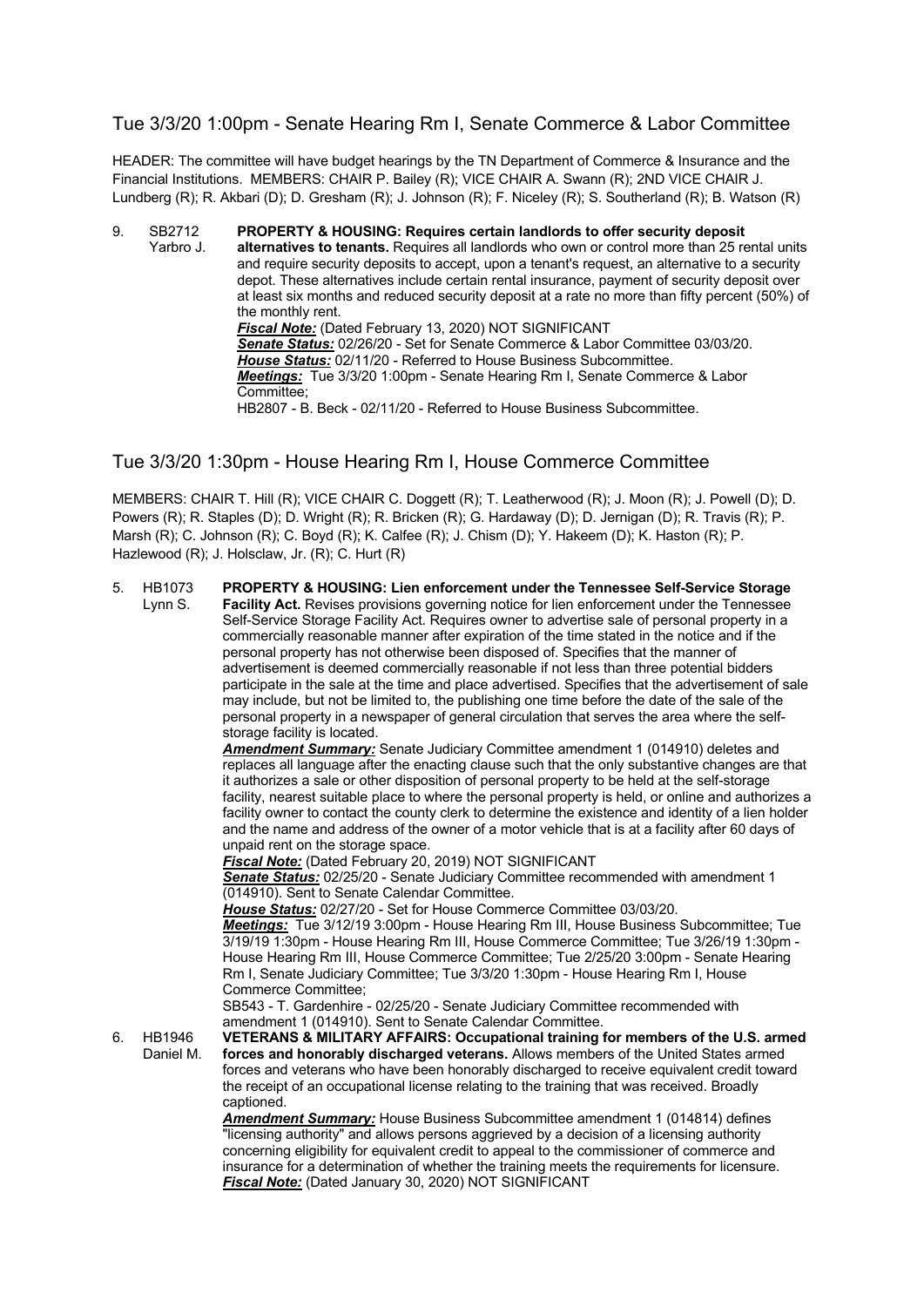## Tue 3/3/20 1:00pm - Senate Hearing Rm I, Senate Commerce & Labor Committee

HEADER: The committee will have budget hearings by the TN Department of Commerce & Insurance and the Financial Institutions. MEMBERS: CHAIR P. Bailey (R); VICE CHAIR A. Swann (R); 2ND VICE CHAIR J. Lundberg (R); R. Akbari (D); D. Gresham (R); J. Johnson (R); F. Niceley (R); S. Southerland (R); B. Watson (R)

9. SB2712 Yarbro J. **PROPERTY & HOUSING: Requires certain landlords to offer security deposit alternatives to tenants.** Requires all landlords who own or control more than 25 rental units and require security deposits to accept, upon a tenant's request, an alternative to a security depot. These alternatives include certain rental insurance, payment of security deposit over at least six months and reduced security deposit at a rate no more than fifty percent (50%) of the monthly rent.
   ***Fiscal Note:*** (Dated February 13, 2020) NOT SIGNIFICANT
   ***Senate Status:*** 02/26/20 - Set for Senate Commerce & Labor Committee 03/03/20.
   ***House Status:*** 02/11/20 - Referred to House Business Subcommittee.
   ***Meetings:*** Tue 3/3/20 1:00pm - Senate Hearing Rm I, Senate Commerce & Labor Committee;
   HB2807 - B. Beck - 02/11/20 - Referred to House Business Subcommittee.

## Tue 3/3/20 1:30pm - House Hearing Rm I, House Commerce Committee

MEMBERS: CHAIR T. Hill (R); VICE CHAIR C. Doggett (R); T. Leatherwood (R); J. Moon (R); J. Powell (D); D. Powers (R); R. Staples (D); D. Wright (R); R. Bricken (R); G. Hardaway (D); D. Jernigan (D); R. Travis (R); P. Marsh (R); C. Johnson (R); C. Boyd (R); K. Calfee (R); J. Chism (D); Y. Hakeem (D); K. Haston (R); P. Hazlewood (R); J. Holsclaw, Jr. (R); C. Hurt (R)

5. HB1073 Lynn S. **PROPERTY & HOUSING: Lien enforcement under the Tennessee Self-Service Storage Facility Act.** Revises provisions governing notice for lien enforcement under the Tennessee Self-Service Storage Facility Act. Requires owner to advertise sale of personal property in a commercially reasonable manner after expiration of the time stated in the notice and if the personal property has not otherwise been disposed of. Specifies that the manner of advertisement is deemed commercially reasonable if not less than three potential bidders participate in the sale at the time and place advertised. Specifies that the advertisement of sale may include, but not be limited to, the publishing one time before the date of the sale of the personal property in a newspaper of general circulation that serves the area where the self-storage facility is located.
   ***Amendment Summary:*** Senate Judiciary Committee amendment 1 (014910) deletes and replaces all language after the enacting clause such that the only substantive changes are that it authorizes a sale or other disposition of personal property to be held at the self-storage facility, nearest suitable place to where the personal property is held, or online and authorizes a facility owner to contact the county clerk to determine the existence and identity of a lien holder and the name and address of the owner of a motor vehicle that is at a facility after 60 days of unpaid rent on the storage space.
   ***Fiscal Note:*** (Dated February 20, 2019) NOT SIGNIFICANT
   ***Senate Status:*** 02/25/20 - Senate Judiciary Committee recommended with amendment 1 (014910). Sent to Senate Calendar Committee.
   ***House Status:*** 02/27/20 - Set for House Commerce Committee 03/03/20.
   ***Meetings:*** Tue 3/12/19 3:00pm - House Hearing Rm III, House Business Subcommittee; Tue 3/19/19 1:30pm - House Hearing Rm III, House Commerce Committee; Tue 3/26/19 1:30pm - House Hearing Rm III, House Commerce Committee; Tue 2/25/20 3:00pm - Senate Hearing Rm I, Senate Judiciary Committee; Tue 3/3/20 1:30pm - House Hearing Rm I, House Commerce Committee;
   SB543 - T. Gardenhire - 02/25/20 - Senate Judiciary Committee recommended with amendment 1 (014910). Sent to Senate Calendar Committee.
6. HB1946 Daniel M. **VETERANS & MILITARY AFFAIRS: Occupational training for members of the U.S. armed forces and honorably discharged veterans.** Allows members of the United States armed forces and veterans who have been honorably discharged to receive equivalent credit toward the receipt of an occupational license relating to the training that was received. Broadly captioned.
   ***Amendment Summary:*** House Business Subcommittee amendment 1 (014814) defines "licensing authority" and allows persons aggrieved by a decision of a licensing authority concerning eligibility for equivalent credit to appeal to the commissioner of commerce and insurance for a determination of whether the training meets the requirements for licensure.
   ***Fiscal Note:*** (Dated January 30, 2020) NOT SIGNIFICANT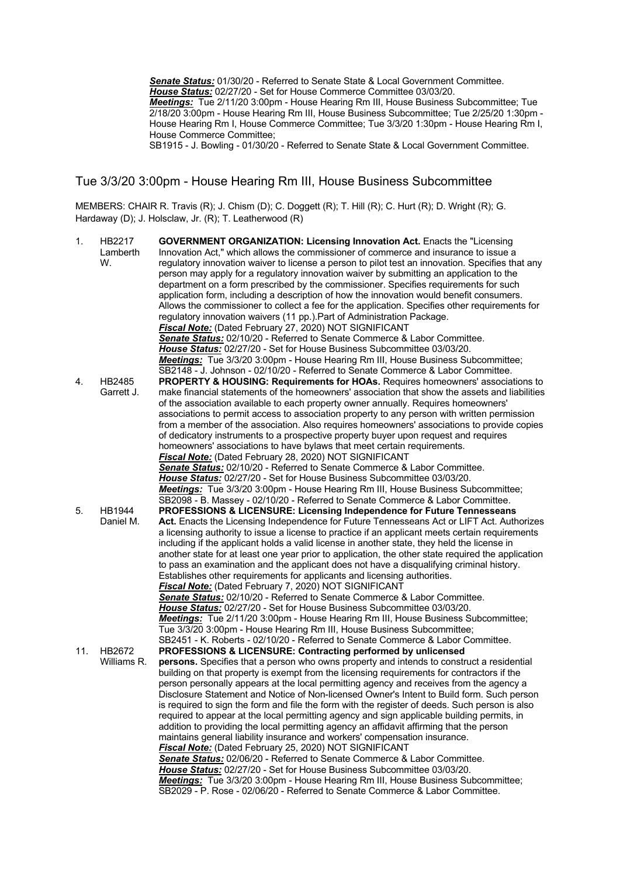***Senate Status:*** 01/30/20 - Referred to Senate State & Local Government Committee.
***House Status:*** 02/27/20 - Set for House Commerce Committee 03/03/20.
***Meetings:*** Tue 2/11/20 3:00pm - House Hearing Rm III, House Business Subcommittee; Tue 2/18/20 3:00pm - House Hearing Rm III, House Business Subcommittee; Tue 2/25/20 1:30pm - House Hearing Rm I, House Commerce Committee; Tue 3/3/20 1:30pm - House Hearing Rm I, House Commerce Committee;
SB1915 - J. Bowling - 01/30/20 - Referred to Senate State & Local Government Committee.

## Tue 3/3/20 3:00pm - House Hearing Rm III, House Business Subcommittee

MEMBERS: CHAIR R. Travis (R); J. Chism (D); C. Doggett (R); T. Hill (R); C. Hurt (R); D. Wright (R); G. Hardaway (D); J. Holsclaw, Jr. (R); T. Leatherwood (R)

1. HB2217 Lamberth W. **GOVERNMENT ORGANIZATION: Licensing Innovation Act.** Enacts the "Licensing Innovation Act," which allows the commissioner of commerce and insurance to issue a regulatory innovation waiver to license a person to pilot test an innovation. Specifies that any person may apply for a regulatory innovation waiver by submitting an application to the department on a form prescribed by the commissioner. Specifies requirements for such application form, including a description of how the innovation would benefit consumers. Allows the commissioner to collect a fee for the application. Specifies other requirements for regulatory innovation waivers (11 pp.).Part of Administration Package.
***Fiscal Note:*** (Dated February 27, 2020) NOT SIGNIFICANT
***Senate Status:*** 02/10/20 - Referred to Senate Commerce & Labor Committee.
***House Status:*** 02/27/20 - Set for House Business Subcommittee 03/03/20.
***Meetings:*** Tue 3/3/20 3:00pm - House Hearing Rm III, House Business Subcommittee;
SB2148 - J. Johnson - 02/10/20 - Referred to Senate Commerce & Labor Committee.

4. HB2485 Garrett J. **PROPERTY & HOUSING: Requirements for HOAs.** Requires homeowners' associations to make financial statements of the homeowners' association that show the assets and liabilities of the association available to each property owner annually. Requires homeowners' associations to permit access to association property to any person with written permission from a member of the association. Also requires homeowners' associations to provide copies of dedicatory instruments to a prospective property buyer upon request and requires homeowners' associations to have bylaws that meet certain requirements.
***Fiscal Note:*** (Dated February 28, 2020) NOT SIGNIFICANT
***Senate Status:*** 02/10/20 - Referred to Senate Commerce & Labor Committee.
***House Status:*** 02/27/20 - Set for House Business Subcommittee 03/03/20.
***Meetings:*** Tue 3/3/20 3:00pm - House Hearing Rm III, House Business Subcommittee;
SB2098 - B. Massey - 02/10/20 - Referred to Senate Commerce & Labor Committee.

5. HB1944 Daniel M. **PROFESSIONS & LICENSURE: Licensing Independence for Future Tennesseans Act.** Enacts the Licensing Independence for Future Tennesseans Act or LIFT Act. Authorizes a licensing authority to issue a license to practice if an applicant meets certain requirements including if the applicant holds a valid license in another state, they held the license in another state for at least one year prior to application, the other state required the application to pass an examination and the applicant does not have a disqualifying criminal history. Establishes other requirements for applicants and licensing authorities.
***Fiscal Note:*** (Dated February 7, 2020) NOT SIGNIFICANT
***Senate Status:*** 02/10/20 - Referred to Senate Commerce & Labor Committee.
***House Status:*** 02/27/20 - Set for House Business Subcommittee 03/03/20.
***Meetings:*** Tue 2/11/20 3:00pm - House Hearing Rm III, House Business Subcommittee; Tue 3/3/20 3:00pm - House Hearing Rm III, House Business Subcommittee;
SB2451 - K. Roberts - 02/10/20 - Referred to Senate Commerce & Labor Committee.

11. HB2672 Williams R. **PROFESSIONS & LICENSURE: Contracting performed by unlicensed persons.** Specifies that a person who owns property and intends to construct a residential building on that property is exempt from the licensing requirements for contractors if the person personally appears at the local permitting agency and receives from the agency a Disclosure Statement and Notice of Non-licensed Owner's Intent to Build form. Such person is required to sign the form and file the form with the register of deeds. Such person is also required to appear at the local permitting agency and sign applicable building permits, in addition to providing the local permitting agency an affidavit affirming that the person maintains general liability insurance and workers' compensation insurance.
***Fiscal Note:*** (Dated February 25, 2020) NOT SIGNIFICANT
***Senate Status:*** 02/06/20 - Referred to Senate Commerce & Labor Committee.
***House Status:*** 02/27/20 - Set for House Business Subcommittee 03/03/20.
***Meetings:*** Tue 3/3/20 3:00pm - House Hearing Rm III, House Business Subcommittee;
SB2029 - P. Rose - 02/06/20 - Referred to Senate Commerce & Labor Committee.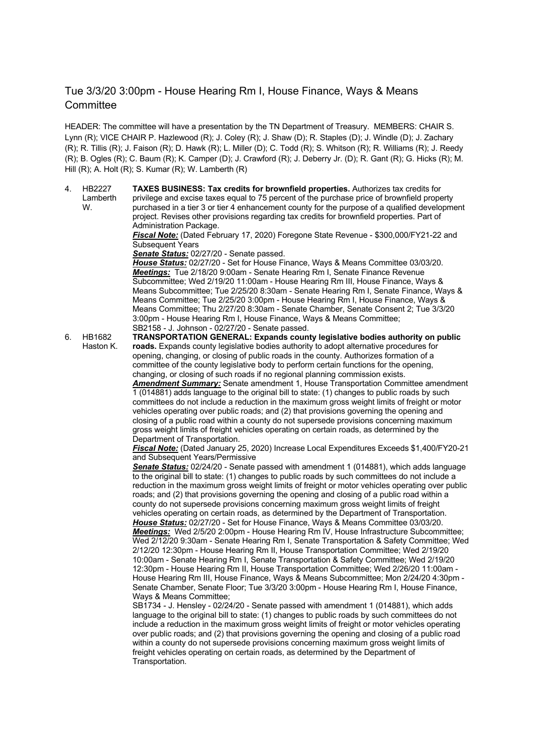## Tue 3/3/20 3:00pm - House Hearing Rm I, House Finance, Ways & Means Committee

HEADER: The committee will have a presentation by the TN Department of Treasury. MEMBERS: CHAIR S. Lynn (R); VICE CHAIR P. Hazlewood (R); J. Coley (R); J. Shaw (D); R. Staples (D); J. Windle (D); J. Zachary (R); R. Tillis (R); J. Faison (R); D. Hawk (R); L. Miller (D); C. Todd (R); S. Whitson (R); R. Williams (R); J. Reedy (R); B. Ogles (R); C. Baum (R); K. Camper (D); J. Crawford (R); J. Deberry Jr. (D); R. Gant (R); G. Hicks (R); M. Hill (R); A. Holt (R); S. Kumar (R); W. Lamberth (R)

4. HB2227 Lamberth W. **TAXES BUSINESS: Tax credits for brownfield properties.** Authorizes tax credits for privilege and excise taxes equal to 75 percent of the purchase price of brownfield property purchased in a tier 3 or tier 4 enhancement county for the purpose of a qualified development project. Revises other provisions regarding tax credits for brownfield properties. Part of Administration Package.

   ***Fiscal Note:*** (Dated February 17, 2020) Foregone State Revenue - $300,000/FY21-22 and Subsequent Years

   ***Senate Status:*** 02/27/20 - Senate passed.

   ***House Status:*** 02/27/20 - Set for House Finance, Ways & Means Committee 03/03/20.

   ***Meetings:*** Tue 2/18/20 9:00am - Senate Hearing Rm I, Senate Finance Revenue Subcommittee; Wed 2/19/20 11:00am - House Hearing Rm III, House Finance, Ways & Means Subcommittee; Tue 2/25/20 8:30am - Senate Hearing Rm I, Senate Finance, Ways & Means Committee; Tue 2/25/20 3:00pm - House Hearing Rm I, House Finance, Ways & Means Committee; Thu 2/27/20 8:30am - Senate Chamber, Senate Consent 2; Tue 3/3/20 3:00pm - House Hearing Rm I, House Finance, Ways & Means Committee;

   SB2158 - J. Johnson - 02/27/20 - Senate passed.

6. HB1682 Haston K. **TRANSPORTATION GENERAL: Expands county legislative bodies authority on public roads.** Expands county legislative bodies authority to adopt alternative procedures for opening, changing, or closing of public roads in the county. Authorizes formation of a committee of the county legislative body to perform certain functions for the opening, changing, or closing of such roads if no regional planning commission exists.

   ***Amendment Summary:*** Senate amendment 1, House Transportation Committee amendment 1 (014881) adds language to the original bill to state: (1) changes to public roads by such committees do not include a reduction in the maximum gross weight limits of freight or motor vehicles operating over public roads; and (2) that provisions governing the opening and closing of a public road within a county do not supersede provisions concerning maximum gross weight limits of freight vehicles operating on certain roads, as determined by the Department of Transportation.

   ***Fiscal Note:*** (Dated January 25, 2020) Increase Local Expenditures Exceeds $1,400/FY20-21 and Subsequent Years/Permissive

   ***Senate Status:*** 02/24/20 - Senate passed with amendment 1 (014881), which adds language to the original bill to state: (1) changes to public roads by such committees do not include a reduction in the maximum gross weight limits of freight or motor vehicles operating over public roads; and (2) that provisions governing the opening and closing of a public road within a county do not supersede provisions concerning maximum gross weight limits of freight vehicles operating on certain roads, as determined by the Department of Transportation.

   ***House Status:*** 02/27/20 - Set for House Finance, Ways & Means Committee 03/03/20.

   ***Meetings:*** Wed 2/5/20 2:00pm - House Hearing Rm IV, House Infrastructure Subcommittee; Wed 2/12/20 9:30am - Senate Hearing Rm I, Senate Transportation & Safety Committee; Wed 2/12/20 12:30pm - House Hearing Rm II, House Transportation Committee; Wed 2/19/20 10:00am - Senate Hearing Rm I, Senate Transportation & Safety Committee; Wed 2/19/20 12:30pm - House Hearing Rm II, House Transportation Committee; Wed 2/26/20 11:00am - House Hearing Rm III, House Finance, Ways & Means Subcommittee; Mon 2/24/20 4:30pm - Senate Chamber, Senate Floor; Tue 3/3/20 3:00pm - House Hearing Rm I, House Finance, Ways & Means Committee;

   SB1734 - J. Hensley - 02/24/20 - Senate passed with amendment 1 (014881), which adds language to the original bill to state: (1) changes to public roads by such committees do not include a reduction in the maximum gross weight limits of freight or motor vehicles operating over public roads; and (2) that provisions governing the opening and closing of a public road within a county do not supersede provisions concerning maximum gross weight limits of freight vehicles operating on certain roads, as determined by the Department of Transportation.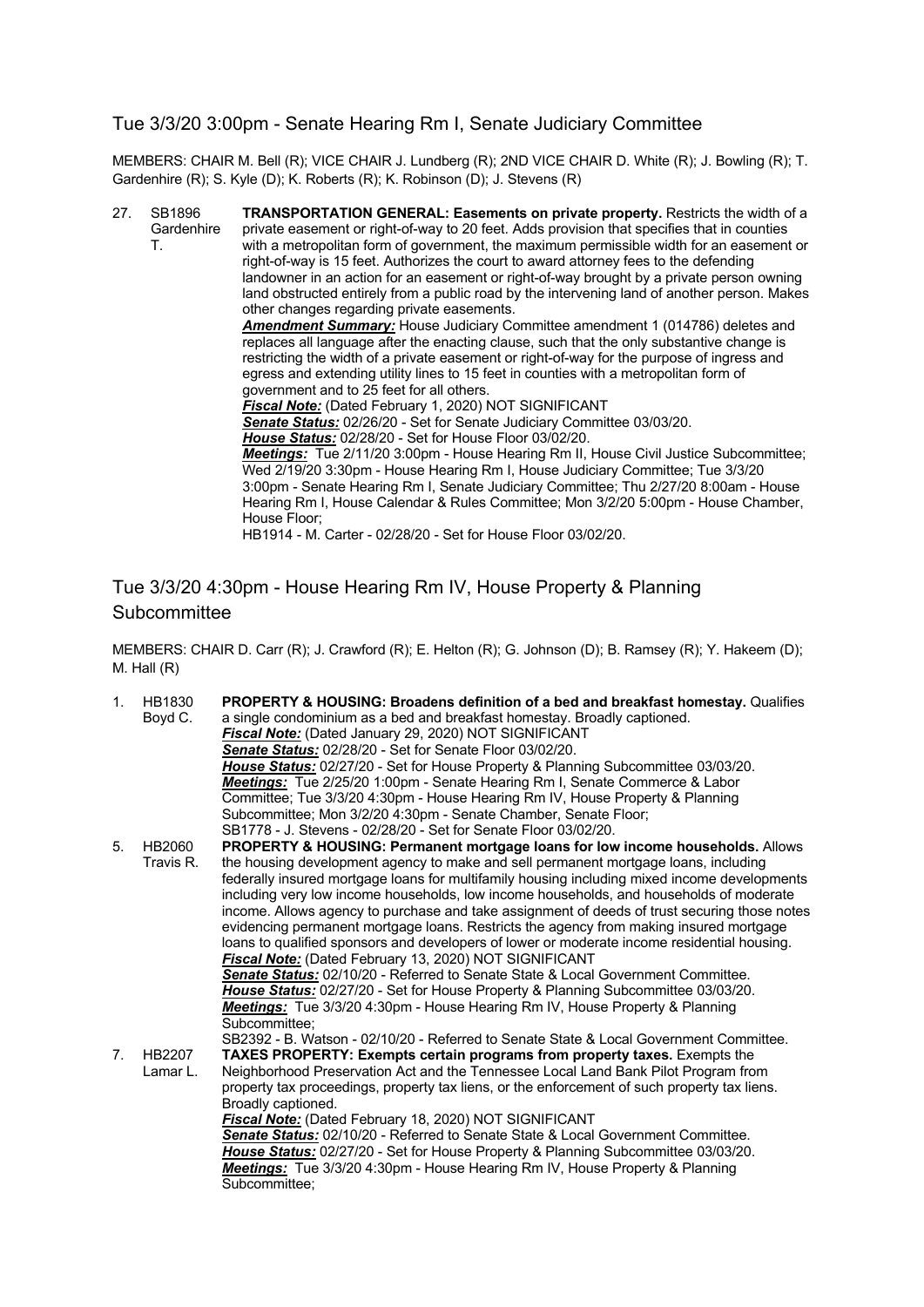## Tue 3/3/20 3:00pm - Senate Hearing Rm I, Senate Judiciary Committee

MEMBERS: CHAIR M. Bell (R); VICE CHAIR J. Lundberg (R); 2ND VICE CHAIR D. White (R); J. Bowling (R); T. Gardenhire (R); S. Kyle (D); K. Roberts (R); K. Robinson (D); J. Stevens (R)

27. SB1896 Gardenhire T. — **TRANSPORTATION GENERAL: Easements on private property.** Restricts the width of a private easement or right-of-way to 20 feet. Adds provision that specifies that in counties with a metropolitan form of government, the maximum permissible width for an easement or right-of-way is 15 feet. Authorizes the court to award attorney fees to the defending landowner in an action for an easement or right-of-way brought by a private person owning land obstructed entirely from a public road by the intervening land of another person. Makes other changes regarding private easements.
    ***Amendment Summary:*** House Judiciary Committee amendment 1 (014786) deletes and replaces all language after the enacting clause, such that the only substantive change is restricting the width of a private easement or right-of-way for the purpose of ingress and egress and extending utility lines to 15 feet in counties with a metropolitan form of government and to 25 feet for all others.
    ***Fiscal Note:*** (Dated February 1, 2020) NOT SIGNIFICANT
    ***Senate Status:*** 02/26/20 - Set for Senate Judiciary Committee 03/03/20.
    ***House Status:*** 02/28/20 - Set for House Floor 03/02/20.
    ***Meetings:*** Tue 2/11/20 3:00pm - House Hearing Rm II, House Civil Justice Subcommittee; Wed 2/19/20 3:30pm - House Hearing Rm I, House Judiciary Committee; Tue 3/3/20 3:00pm - Senate Hearing Rm I, Senate Judiciary Committee; Thu 2/27/20 8:00am - House Hearing Rm I, House Calendar & Rules Committee; Mon 3/2/20 5:00pm - House Chamber, House Floor;
    HB1914 - M. Carter - 02/28/20 - Set for House Floor 03/02/20.

## Tue 3/3/20 4:30pm - House Hearing Rm IV, House Property & Planning Subcommittee

MEMBERS: CHAIR D. Carr (R); J. Crawford (R); E. Helton (R); G. Johnson (D); B. Ramsey (R); Y. Hakeem (D); M. Hall (R)

1. HB1830 Boyd C. — **PROPERTY & HOUSING: Broadens definition of a bed and breakfast homestay.** Qualifies a single condominium as a bed and breakfast homestay. Broadly captioned.
    ***Fiscal Note:*** (Dated January 29, 2020) NOT SIGNIFICANT
    ***Senate Status:*** 02/28/20 - Set for Senate Floor 03/02/20.
    ***House Status:*** 02/27/20 - Set for House Property & Planning Subcommittee 03/03/20.
    ***Meetings:*** Tue 2/25/20 1:00pm - Senate Hearing Rm I, Senate Commerce & Labor Committee; Tue 3/3/20 4:30pm - House Hearing Rm IV, House Property & Planning Subcommittee; Mon 3/2/20 4:30pm - Senate Chamber, Senate Floor;
    SB1778 - J. Stevens - 02/28/20 - Set for Senate Floor 03/02/20.

5. HB2060 Travis R. — **PROPERTY & HOUSING: Permanent mortgage loans for low income households.** Allows the housing development agency to make and sell permanent mortgage loans, including federally insured mortgage loans for multifamily housing including mixed income developments including very low income households, low income households, and households of moderate income. Allows agency to purchase and take assignment of deeds of trust securing those notes evidencing permanent mortgage loans. Restricts the agency from making insured mortgage loans to qualified sponsors and developers of lower or moderate income residential housing.
    ***Fiscal Note:*** (Dated February 13, 2020) NOT SIGNIFICANT
    ***Senate Status:*** 02/10/20 - Referred to Senate State & Local Government Committee.
    ***House Status:*** 02/27/20 - Set for House Property & Planning Subcommittee 03/03/20.
    ***Meetings:*** Tue 3/3/20 4:30pm - House Hearing Rm IV, House Property & Planning Subcommittee;
    SB2392 - B. Watson - 02/10/20 - Referred to Senate State & Local Government Committee.

7. HB2207 Lamar L. — **TAXES PROPERTY: Exempts certain programs from property taxes.** Exempts the Neighborhood Preservation Act and the Tennessee Local Land Bank Pilot Program from property tax proceedings, property tax liens, or the enforcement of such property tax liens. Broadly captioned.
    ***Fiscal Note:*** (Dated February 18, 2020) NOT SIGNIFICANT
    ***Senate Status:*** 02/10/20 - Referred to Senate State & Local Government Committee.
    ***House Status:*** 02/27/20 - Set for House Property & Planning Subcommittee 03/03/20.
    ***Meetings:*** Tue 3/3/20 4:30pm - House Hearing Rm IV, House Property & Planning Subcommittee;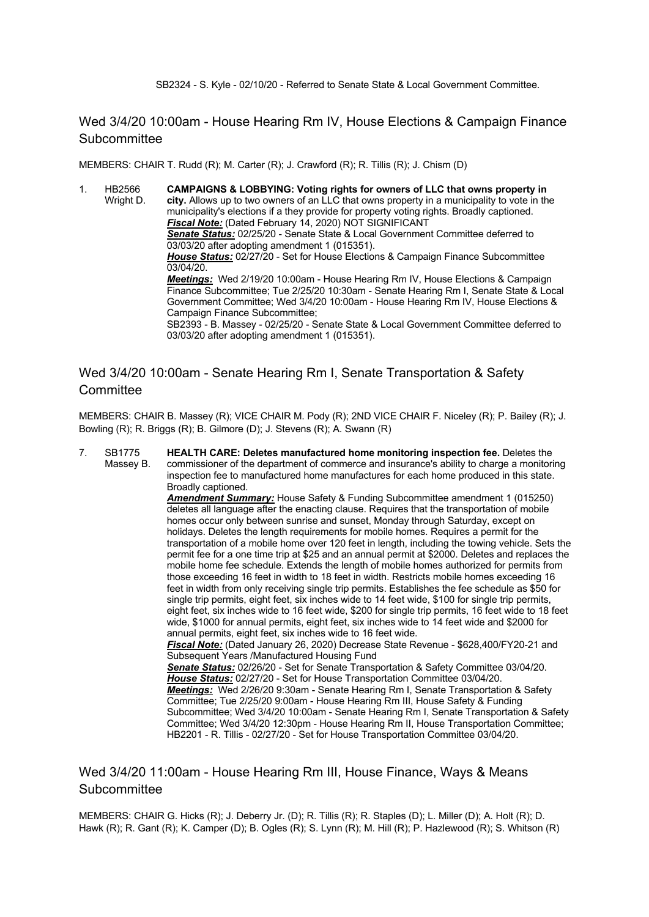SB2324 - S. Kyle - 02/10/20 - Referred to Senate State & Local Government Committee.

## Wed 3/4/20 10:00am - House Hearing Rm IV, House Elections & Campaign Finance Subcommittee

MEMBERS: CHAIR T. Rudd (R); M. Carter (R); J. Crawford (R); R. Tillis (R); J. Chism (D)

1. HB2566 Wright D. **CAMPAIGNS & LOBBYING: Voting rights for owners of LLC that owns property in city.** Allows up to two owners of an LLC that owns property in a municipality to vote in the municipality's elections if a they provide for property voting rights. Broadly captioned.
   ***Fiscal Note:*** (Dated February 14, 2020) NOT SIGNIFICANT
   ***Senate Status:*** 02/25/20 - Senate State & Local Government Committee deferred to 03/03/20 after adopting amendment 1 (015351).
   ***House Status:*** 02/27/20 - Set for House Elections & Campaign Finance Subcommittee 03/04/20.
   ***Meetings:*** Wed 2/19/20 10:00am - House Hearing Rm IV, House Elections & Campaign Finance Subcommittee; Tue 2/25/20 10:30am - Senate Hearing Rm I, Senate State & Local Government Committee; Wed 3/4/20 10:00am - House Hearing Rm IV, House Elections & Campaign Finance Subcommittee;
   SB2393 - B. Massey - 02/25/20 - Senate State & Local Government Committee deferred to 03/03/20 after adopting amendment 1 (015351).

## Wed 3/4/20 10:00am - Senate Hearing Rm I, Senate Transportation & Safety Committee

MEMBERS: CHAIR B. Massey (R); VICE CHAIR M. Pody (R); 2ND VICE CHAIR F. Niceley (R); P. Bailey (R); J. Bowling (R); R. Briggs (R); B. Gilmore (D); J. Stevens (R); A. Swann (R)

7. SB1775 Massey B. **HEALTH CARE: Deletes manufactured home monitoring inspection fee.** Deletes the commissioner of the department of commerce and insurance's ability to charge a monitoring inspection fee to manufactured home manufactures for each home produced in this state. Broadly captioned.
   ***Amendment Summary:*** House Safety & Funding Subcommittee amendment 1 (015250) deletes all language after the enacting clause. Requires that the transportation of mobile homes occur only between sunrise and sunset, Monday through Saturday, except on holidays. Deletes the length requirements for mobile homes. Requires a permit for the transportation of a mobile home over 120 feet in length, including the towing vehicle. Sets the permit fee for a one time trip at $25 and an annual permit at $2000. Deletes and replaces the mobile home fee schedule. Extends the length of mobile homes authorized for permits from those exceeding 16 feet in width to 18 feet in width. Restricts mobile homes exceeding 16 feet in width from only receiving single trip permits. Establishes the fee schedule as $50 for single trip permits, eight feet, six inches wide to 14 feet wide, $100 for single trip permits, eight feet, six inches wide to 16 feet wide, $200 for single trip permits, 16 feet wide to 18 feet wide, $1000 for annual permits, eight feet, six inches wide to 14 feet wide and $2000 for annual permits, eight feet, six inches wide to 16 feet wide.
   ***Fiscal Note:*** (Dated January 26, 2020) Decrease State Revenue - $628,400/FY20-21 and Subsequent Years /Manufactured Housing Fund
   ***Senate Status:*** 02/26/20 - Set for Senate Transportation & Safety Committee 03/04/20.
   ***House Status:*** 02/27/20 - Set for House Transportation Committee 03/04/20.
   ***Meetings:*** Wed 2/26/20 9:30am - Senate Hearing Rm I, Senate Transportation & Safety Committee; Tue 2/25/20 9:00am - House Hearing Rm III, House Safety & Funding Subcommittee; Wed 3/4/20 10:00am - Senate Hearing Rm I, Senate Transportation & Safety Committee; Wed 3/4/20 12:30pm - House Hearing Rm II, House Transportation Committee;
   HB2201 - R. Tillis - 02/27/20 - Set for House Transportation Committee 03/04/20.

## Wed 3/4/20 11:00am - House Hearing Rm III, House Finance, Ways & Means Subcommittee

MEMBERS: CHAIR G. Hicks (R); J. Deberry Jr. (D); R. Tillis (R); R. Staples (D); L. Miller (D); A. Holt (R); D. Hawk (R); R. Gant (R); K. Camper (D); B. Ogles (R); S. Lynn (R); M. Hill (R); P. Hazlewood (R); S. Whitson (R)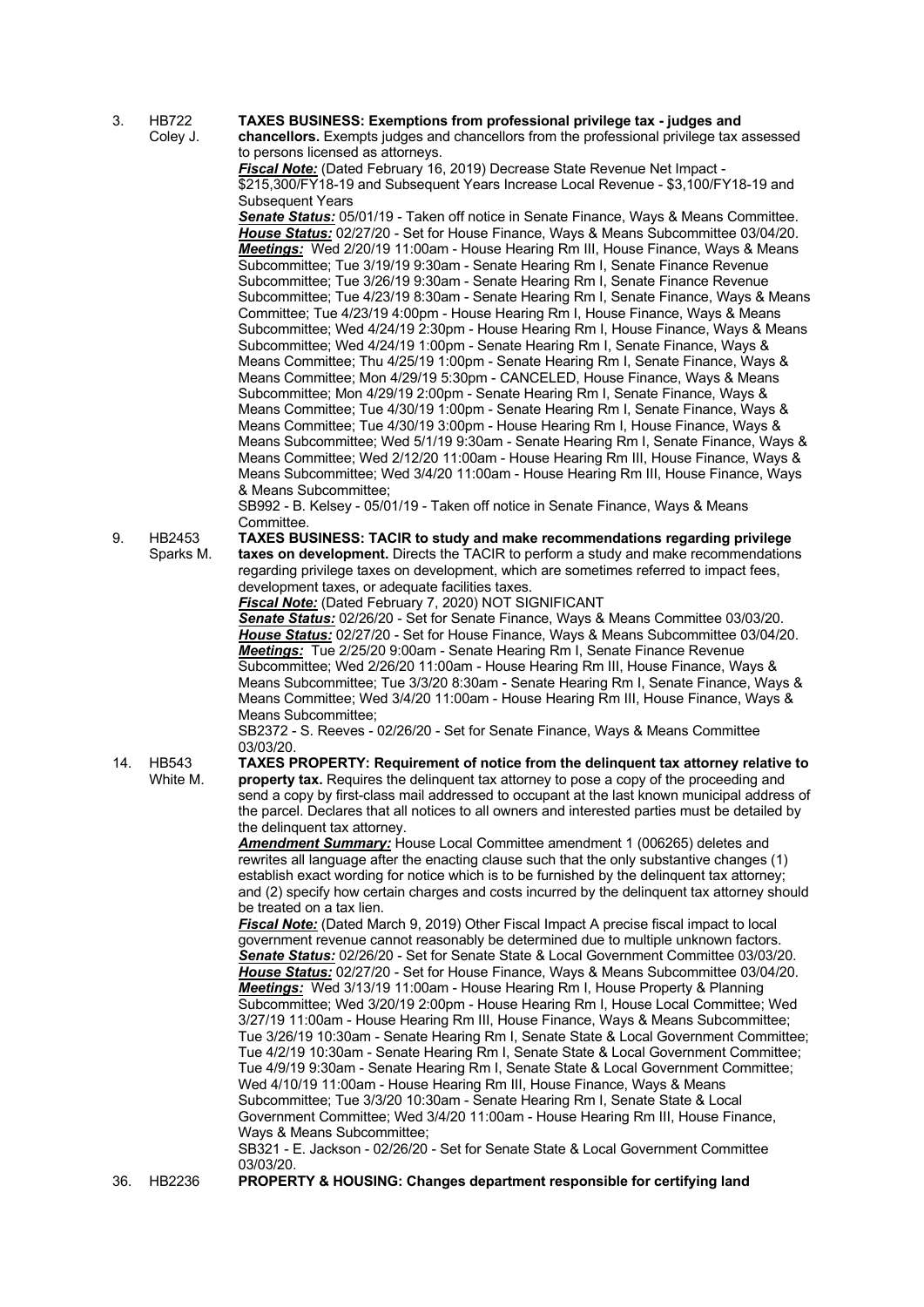3. HB722 Coley J. **TAXES BUSINESS: Exemptions from professional privilege tax - judges and chancellors.** Exempts judges and chancellors from the professional privilege tax assessed to persons licensed as attorneys.

***Fiscal Note:*** (Dated February 16, 2019) Decrease State Revenue Net Impact - $215,300/FY18-19 and Subsequent Years Increase Local Revenue - $3,100/FY18-19 and Subsequent Years

***Senate Status:*** 05/01/19 - Taken off notice in Senate Finance, Ways & Means Committee.

***House Status:*** 02/27/20 - Set for House Finance, Ways & Means Subcommittee 03/04/20.

***Meetings:*** Wed 2/20/19 11:00am - House Hearing Rm III, House Finance, Ways & Means Subcommittee; Tue 3/19/19 9:30am - Senate Hearing Rm I, Senate Finance Revenue Subcommittee; Tue 3/26/19 9:30am - Senate Hearing Rm I, Senate Finance Revenue Subcommittee; Tue 4/23/19 8:30am - Senate Hearing Rm I, Senate Finance, Ways & Means Committee; Tue 4/23/19 4:00pm - House Hearing Rm I, House Finance, Ways & Means Subcommittee; Wed 4/24/19 2:30pm - House Hearing Rm I, House Finance, Ways & Means Subcommittee; Wed 4/24/19 1:00pm - Senate Hearing Rm I, Senate Finance, Ways & Means Committee; Thu 4/25/19 1:00pm - Senate Hearing Rm I, Senate Finance, Ways & Means Committee; Mon 4/29/19 5:30pm - CANCELED, House Finance, Ways & Means Subcommittee; Mon 4/29/19 2:00pm - Senate Hearing Rm I, Senate Finance, Ways & Means Committee; Tue 4/30/19 1:00pm - Senate Hearing Rm I, Senate Finance, Ways & Means Committee; Tue 4/30/19 3:00pm - House Hearing Rm I, House Finance, Ways & Means Subcommittee; Wed 5/1/19 9:30am - Senate Hearing Rm I, Senate Finance, Ways & Means Committee; Wed 2/12/20 11:00am - House Hearing Rm III, House Finance, Ways & Means Subcommittee; Wed 3/4/20 11:00am - House Hearing Rm III, House Finance, Ways & Means Subcommittee;

SB992 - B. Kelsey - 05/01/19 - Taken off notice in Senate Finance, Ways & Means Committee.

9. HB2453 Sparks M. **TAXES BUSINESS: TACIR to study and make recommendations regarding privilege taxes on development.** Directs the TACIR to perform a study and make recommendations regarding privilege taxes on development, which are sometimes referred to impact fees, development taxes, or adequate facilities taxes.

***Fiscal Note:*** (Dated February 7, 2020) NOT SIGNIFICANT

***Senate Status:*** 02/26/20 - Set for Senate Finance, Ways & Means Committee 03/03/20.

***House Status:*** 02/27/20 - Set for House Finance, Ways & Means Subcommittee 03/04/20.

***Meetings:*** Tue 2/25/20 9:00am - Senate Hearing Rm I, Senate Finance Revenue Subcommittee; Wed 2/26/20 11:00am - House Hearing Rm III, House Finance, Ways & Means Subcommittee; Tue 3/3/20 8:30am - Senate Hearing Rm I, Senate Finance, Ways & Means Committee; Wed 3/4/20 11:00am - House Hearing Rm III, House Finance, Ways & Means Subcommittee;

SB2372 - S. Reeves - 02/26/20 - Set for Senate Finance, Ways & Means Committee 03/03/20.

14. HB543 White M. **TAXES PROPERTY: Requirement of notice from the delinquent tax attorney relative to property tax.** Requires the delinquent tax attorney to pose a copy of the proceeding and send a copy by first-class mail addressed to occupant at the last known municipal address of the parcel. Declares that all notices to all owners and interested parties must be detailed by the delinquent tax attorney.

***Amendment Summary:*** House Local Committee amendment 1 (006265) deletes and rewrites all language after the enacting clause such that the only substantive changes (1) establish exact wording for notice which is to be furnished by the delinquent tax attorney; and (2) specify how certain charges and costs incurred by the delinquent tax attorney should be treated on a tax lien.

***Fiscal Note:*** (Dated March 9, 2019) Other Fiscal Impact A precise fiscal impact to local government revenue cannot reasonably be determined due to multiple unknown factors.

***Senate Status:*** 02/26/20 - Set for Senate State & Local Government Committee 03/03/20.

***House Status:*** 02/27/20 - Set for House Finance, Ways & Means Subcommittee 03/04/20.

***Meetings:*** Wed 3/13/19 11:00am - House Hearing Rm I, House Property & Planning Subcommittee; Wed 3/20/19 2:00pm - House Hearing Rm I, House Local Committee; Wed 3/27/19 11:00am - House Hearing Rm III, House Finance, Ways & Means Subcommittee; Tue 3/26/19 10:30am - Senate Hearing Rm I, Senate State & Local Government Committee; Tue 4/2/19 10:30am - Senate Hearing Rm I, Senate State & Local Government Committee; Tue 4/9/19 9:30am - Senate Hearing Rm I, Senate State & Local Government Committee; Wed 4/10/19 11:00am - House Hearing Rm III, House Finance, Ways & Means Subcommittee; Tue 3/3/20 10:30am - Senate Hearing Rm I, Senate State & Local Government Committee; Wed 3/4/20 11:00am - House Hearing Rm III, House Finance, Ways & Means Subcommittee;

SB321 - E. Jackson - 02/26/20 - Set for Senate State & Local Government Committee 03/03/20.

36. HB2236 **PROPERTY & HOUSING: Changes department responsible for certifying land**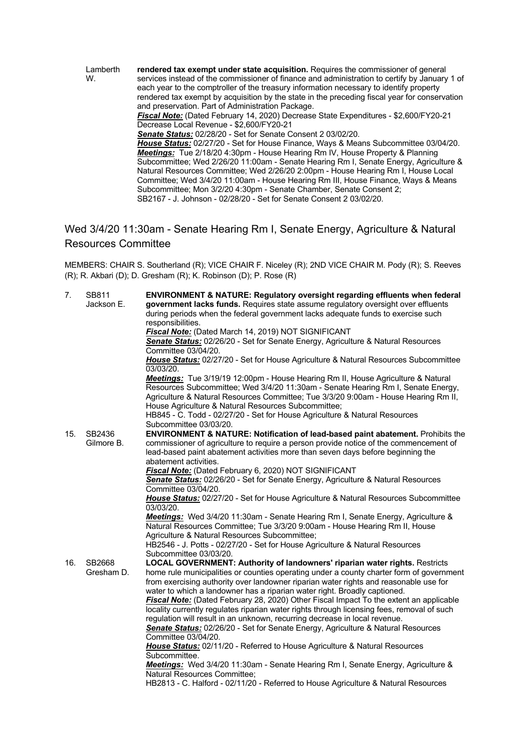Lamberth W. **rendered tax exempt under state acquisition.** Requires the commissioner of general services instead of the commissioner of finance and administration to certify by January 1 of each year to the comptroller of the treasury information necessary to identify property rendered tax exempt by acquisition by the state in the preceding fiscal year for conservation and preservation. Part of Administration Package.

***Fiscal Note:*** (Dated February 14, 2020) Decrease State Expenditures - $2,600/FY20-21 Decrease Local Revenue - $2,600/FY20-21

***Senate Status:*** 02/28/20 - Set for Senate Consent 2 03/02/20.

***House Status:*** 02/27/20 - Set for House Finance, Ways & Means Subcommittee 03/04/20.

***Meetings:*** Tue 2/18/20 4:30pm - House Hearing Rm IV, House Property & Planning Subcommittee; Wed 2/26/20 11:00am - Senate Hearing Rm I, Senate Energy, Agriculture & Natural Resources Committee; Wed 2/26/20 2:00pm - House Hearing Rm I, House Local Committee; Wed 3/4/20 11:00am - House Hearing Rm III, House Finance, Ways & Means Subcommittee; Mon 3/2/20 4:30pm - Senate Chamber, Senate Consent 2;

SB2167 - J. Johnson - 02/28/20 - Set for Senate Consent 2 03/02/20.

## Wed 3/4/20 11:30am - Senate Hearing Rm I, Senate Energy, Agriculture & Natural Resources Committee

MEMBERS: CHAIR S. Southerland (R); VICE CHAIR F. Niceley (R); 2ND VICE CHAIR M. Pody (R); S. Reeves (R); R. Akbari (D); D. Gresham (R); K. Robinson (D); P. Rose (R)

7. SB811 Jackson E. **ENVIRONMENT & NATURE: Regulatory oversight regarding effluents when federal government lacks funds.** Requires state assume regulatory oversight over effluents during periods when the federal government lacks adequate funds to exercise such responsibilities.

***Fiscal Note:*** (Dated March 14, 2019) NOT SIGNIFICANT

***Senate Status:*** 02/26/20 - Set for Senate Energy, Agriculture & Natural Resources Committee 03/04/20.

***House Status:*** 02/27/20 - Set for House Agriculture & Natural Resources Subcommittee 03/03/20.

***Meetings:*** Tue 3/19/19 12:00pm - House Hearing Rm II, House Agriculture & Natural Resources Subcommittee; Wed 3/4/20 11:30am - Senate Hearing Rm I, Senate Energy, Agriculture & Natural Resources Committee; Tue 3/3/20 9:00am - House Hearing Rm II, House Agriculture & Natural Resources Subcommittee;

HB845 - C. Todd - 02/27/20 - Set for House Agriculture & Natural Resources Subcommittee 03/03/20.

15. SB2436 Gilmore B. **ENVIRONMENT & NATURE: Notification of lead-based paint abatement.** Prohibits the commissioner of agriculture to require a person provide notice of the commencement of lead-based paint abatement activities more than seven days before beginning the abatement activities.

***Fiscal Note:*** (Dated February 6, 2020) NOT SIGNIFICANT

***Senate Status:*** 02/26/20 - Set for Senate Energy, Agriculture & Natural Resources Committee 03/04/20.

***House Status:*** 02/27/20 - Set for House Agriculture & Natural Resources Subcommittee 03/03/20.

***Meetings:*** Wed 3/4/20 11:30am - Senate Hearing Rm I, Senate Energy, Agriculture & Natural Resources Committee; Tue 3/3/20 9:00am - House Hearing Rm II, House Agriculture & Natural Resources Subcommittee;

HB2546 - J. Potts - 02/27/20 - Set for House Agriculture & Natural Resources Subcommittee 03/03/20.

16. SB2668 Gresham D. **LOCAL GOVERNMENT: Authority of landowners' riparian water rights.** Restricts home rule municipalities or counties operating under a county charter form of government from exercising authority over landowner riparian water rights and reasonable use for water to which a landowner has a riparian water right. Broadly captioned.

***Fiscal Note:*** (Dated February 28, 2020) Other Fiscal Impact To the extent an applicable locality currently regulates riparian water rights through licensing fees, removal of such regulation will result in an unknown, recurring decrease in local revenue.

***Senate Status:*** 02/26/20 - Set for Senate Energy, Agriculture & Natural Resources Committee 03/04/20.

***House Status:*** 02/11/20 - Referred to House Agriculture & Natural Resources Subcommittee.

***Meetings:*** Wed 3/4/20 11:30am - Senate Hearing Rm I, Senate Energy, Agriculture & Natural Resources Committee;

HB2813 - C. Halford - 02/11/20 - Referred to House Agriculture & Natural Resources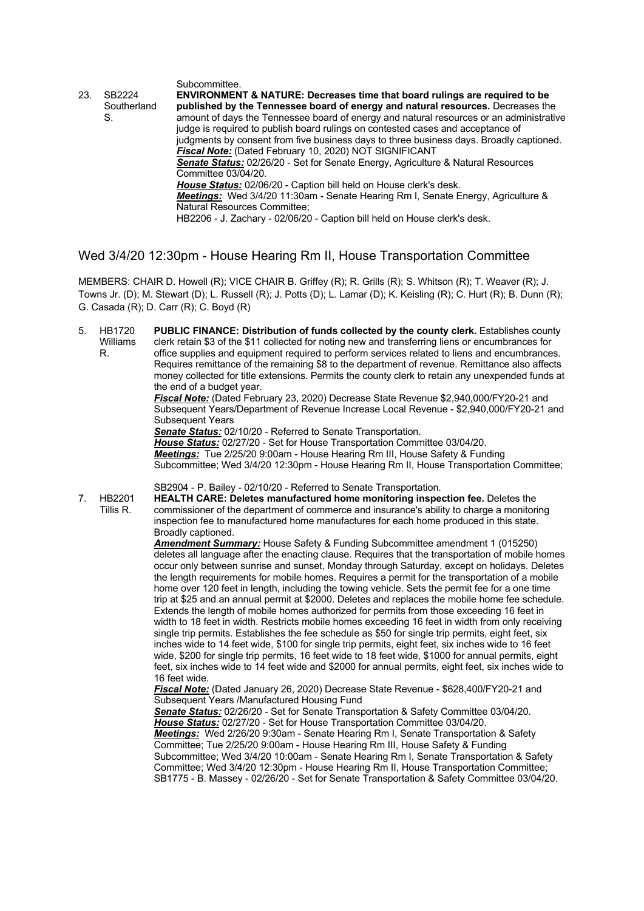Subcommittee.

23. SB2224 Southerland S. **ENVIRONMENT & NATURE: Decreases time that board rulings are required to be published by the Tennessee board of energy and natural resources.** Decreases the amount of days the Tennessee board of energy and natural resources or an administrative judge is required to publish board rulings on contested cases and acceptance of judgments by consent from five business days to three business days. Broadly captioned.
***Fiscal Note:*** (Dated February 10, 2020) NOT SIGNIFICANT
***Senate Status:*** 02/26/20 - Set for Senate Energy, Agriculture & Natural Resources Committee 03/04/20.
***House Status:*** 02/06/20 - Caption bill held on House clerk's desk.
***Meetings:*** Wed 3/4/20 11:30am - Senate Hearing Rm I, Senate Energy, Agriculture & Natural Resources Committee;
HB2206 - J. Zachary - 02/06/20 - Caption bill held on House clerk's desk.

## Wed 3/4/20 12:30pm - House Hearing Rm II, House Transportation Committee

MEMBERS: CHAIR D. Howell (R); VICE CHAIR B. Griffey (R); R. Grills (R); S. Whitson (R); T. Weaver (R); J. Towns Jr. (D); M. Stewart (D); L. Russell (R); J. Potts (D); L. Lamar (D); K. Keisling (R); C. Hurt (R); B. Dunn (R); G. Casada (R); D. Carr (R); C. Boyd (R)

5. HB1720 Williams R. **PUBLIC FINANCE: Distribution of funds collected by the county clerk.** Establishes county clerk retain $3 of the $11 collected for noting new and transferring liens or encumbrances for office supplies and equipment required to perform services related to liens and encumbrances. Requires remittance of the remaining $8 to the department of revenue. Remittance also affects money collected for title extensions. Permits the county clerk to retain any unexpended funds at the end of a budget year.
***Fiscal Note:*** (Dated February 23, 2020) Decrease State Revenue $2,940,000/FY20-21 and Subsequent Years/Department of Revenue Increase Local Revenue - $2,940,000/FY20-21 and Subsequent Years
***Senate Status:*** 02/10/20 - Referred to Senate Transportation.
***House Status:*** 02/27/20 - Set for House Transportation Committee 03/04/20.
***Meetings:*** Tue 2/25/20 9:00am - House Hearing Rm III, House Safety & Funding Subcommittee; Wed 3/4/20 12:30pm - House Hearing Rm II, House Transportation Committee;
SB2904 - P. Bailey - 02/10/20 - Referred to Senate Transportation.

7. HB2201 Tillis R. **HEALTH CARE: Deletes manufactured home monitoring inspection fee.** Deletes the commissioner of the department of commerce and insurance's ability to charge a monitoring inspection fee to manufactured home manufactures for each home produced in this state. Broadly captioned.
***Amendment Summary:*** House Safety & Funding Subcommittee amendment 1 (015250) deletes all language after the enacting clause. Requires that the transportation of mobile homes occur only between sunrise and sunset, Monday through Saturday, except on holidays. Deletes the length requirements for mobile homes. Requires a permit for the transportation of a mobile home over 120 feet in length, including the towing vehicle. Sets the permit fee for a one time trip at $25 and an annual permit at $2000. Deletes and replaces the mobile home fee schedule. Extends the length of mobile homes authorized for permits from those exceeding 16 feet in width to 18 feet in width. Restricts mobile homes exceeding 16 feet in width from only receiving single trip permits. Establishes the fee schedule as $50 for single trip permits, eight feet, six inches wide to 14 feet wide, $100 for single trip permits, eight feet, six inches wide to 16 feet wide, $200 for single trip permits, 16 feet wide to 18 feet wide, $1000 for annual permits, eight feet, six inches wide to 14 feet wide and $2000 for annual permits, eight feet, six inches wide to 16 feet wide.
***Fiscal Note:*** (Dated January 26, 2020) Decrease State Revenue - $628,400/FY20-21 and Subsequent Years /Manufactured Housing Fund
***Senate Status:*** 02/26/20 - Set for Senate Transportation & Safety Committee 03/04/20.
***House Status:*** 02/27/20 - Set for House Transportation Committee 03/04/20.
***Meetings:*** Wed 2/26/20 9:30am - Senate Hearing Rm I, Senate Transportation & Safety Committee; Tue 2/25/20 9:00am - House Hearing Rm III, House Safety & Funding Subcommittee; Wed 3/4/20 10:00am - Senate Hearing Rm I, Senate Transportation & Safety Committee; Wed 3/4/20 12:30pm - House Hearing Rm II, House Transportation Committee;
SB1775 - B. Massey - 02/26/20 - Set for Senate Transportation & Safety Committee 03/04/20.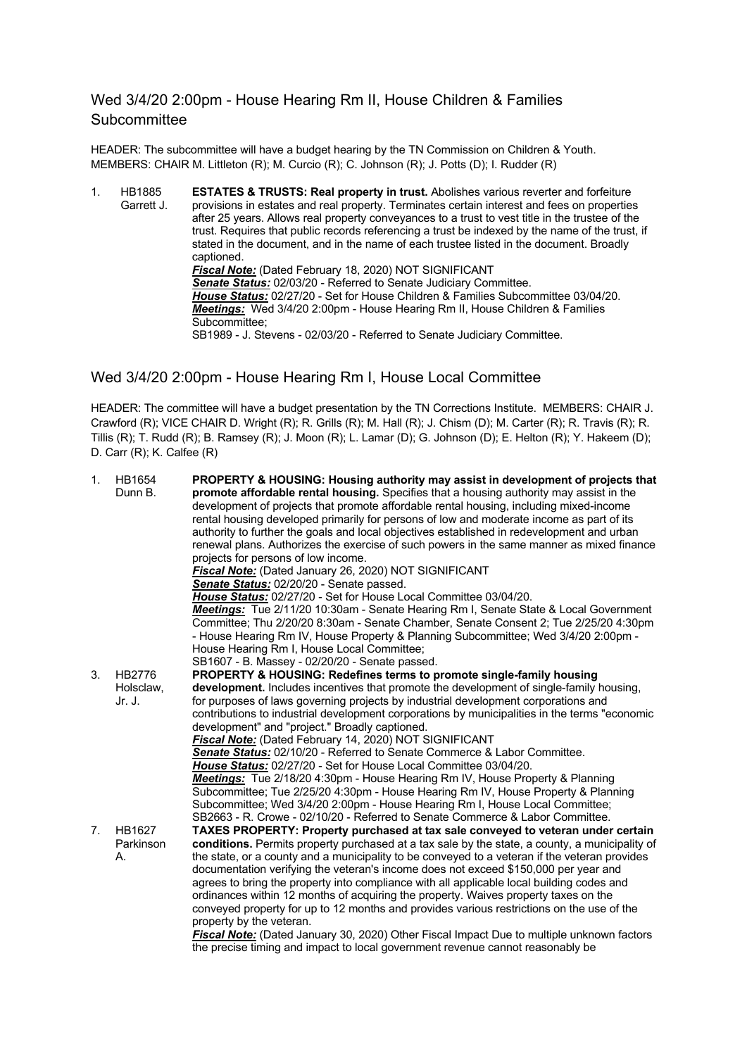## Wed 3/4/20 2:00pm - House Hearing Rm II, House Children & Families Subcommittee

HEADER: The subcommittee will have a budget hearing by the TN Commission on Children & Youth.
MEMBERS: CHAIR M. Littleton (R); M. Curcio (R); C. Johnson (R); J. Potts (D); I. Rudder (R)

1. HB1885 Garrett J. **ESTATES & TRUSTS: Real property in trust.** Abolishes various reverter and forfeiture provisions in estates and real property. Terminates certain interest and fees on properties after 25 years. Allows real property conveyances to a trust to vest title in the trustee of the trust. Requires that public records referencing a trust be indexed by the name of the trust, if stated in the document, and in the name of each trustee listed in the document. Broadly captioned.
***Fiscal Note:*** (Dated February 18, 2020) NOT SIGNIFICANT
***Senate Status:*** 02/03/20 - Referred to Senate Judiciary Committee.
***House Status:*** 02/27/20 - Set for House Children & Families Subcommittee 03/04/20.
***Meetings:*** Wed 3/4/20 2:00pm - House Hearing Rm II, House Children & Families Subcommittee;
SB1989 - J. Stevens - 02/03/20 - Referred to Senate Judiciary Committee.

## Wed 3/4/20 2:00pm - House Hearing Rm I, House Local Committee

HEADER: The committee will have a budget presentation by the TN Corrections Institute. MEMBERS: CHAIR J. Crawford (R); VICE CHAIR D. Wright (R); R. Grills (R); M. Hall (R); J. Chism (D); M. Carter (R); R. Travis (R); R. Tillis (R); T. Rudd (R); B. Ramsey (R); J. Moon (R); L. Lamar (D); G. Johnson (D); E. Helton (R); Y. Hakeem (D); D. Carr (R); K. Calfee (R)

1. HB1654 Dunn B. **PROPERTY & HOUSING: Housing authority may assist in development of projects that promote affordable rental housing.** Specifies that a housing authority may assist in the development of projects that promote affordable rental housing, including mixed-income rental housing developed primarily for persons of low and moderate income as part of its authority to further the goals and local objectives established in redevelopment and urban renewal plans. Authorizes the exercise of such powers in the same manner as mixed finance projects for persons of low income.
***Fiscal Note:*** (Dated January 26, 2020) NOT SIGNIFICANT
***Senate Status:*** 02/20/20 - Senate passed.
***House Status:*** 02/27/20 - Set for House Local Committee 03/04/20.
***Meetings:*** Tue 2/11/20 10:30am - Senate Hearing Rm I, Senate State & Local Government Committee; Thu 2/20/20 8:30am - Senate Chamber, Senate Consent 2; Tue 2/25/20 4:30pm - House Hearing Rm IV, House Property & Planning Subcommittee; Wed 3/4/20 2:00pm - House Hearing Rm I, House Local Committee;
SB1607 - B. Massey - 02/20/20 - Senate passed.

3. HB2776 Holsclaw, Jr. J. **PROPERTY & HOUSING: Redefines terms to promote single-family housing development.** Includes incentives that promote the development of single-family housing, for purposes of laws governing projects by industrial development corporations and contributions to industrial development corporations by municipalities in the terms "economic development" and "project." Broadly captioned.
***Fiscal Note:*** (Dated February 14, 2020) NOT SIGNIFICANT
***Senate Status:*** 02/10/20 - Referred to Senate Commerce & Labor Committee.
***House Status:*** 02/27/20 - Set for House Local Committee 03/04/20.
***Meetings:*** Tue 2/18/20 4:30pm - House Hearing Rm IV, House Property & Planning Subcommittee; Tue 2/25/20 4:30pm - House Hearing Rm IV, House Property & Planning Subcommittee; Wed 3/4/20 2:00pm - House Hearing Rm I, House Local Committee;
SB2663 - R. Crowe - 02/10/20 - Referred to Senate Commerce & Labor Committee.

7. HB1627 Parkinson A. **TAXES PROPERTY: Property purchased at tax sale conveyed to veteran under certain conditions.** Permits property purchased at a tax sale by the state, a county, a municipality of the state, or a county and a municipality to be conveyed to a veteran if the veteran provides documentation verifying the veteran's income does not exceed $150,000 per year and agrees to bring the property into compliance with all applicable local building codes and ordinances within 12 months of acquiring the property. Waives property taxes on the conveyed property for up to 12 months and provides various restrictions on the use of the property by the veteran.
***Fiscal Note:*** (Dated January 30, 2020) Other Fiscal Impact Due to multiple unknown factors the precise timing and impact to local government revenue cannot reasonably be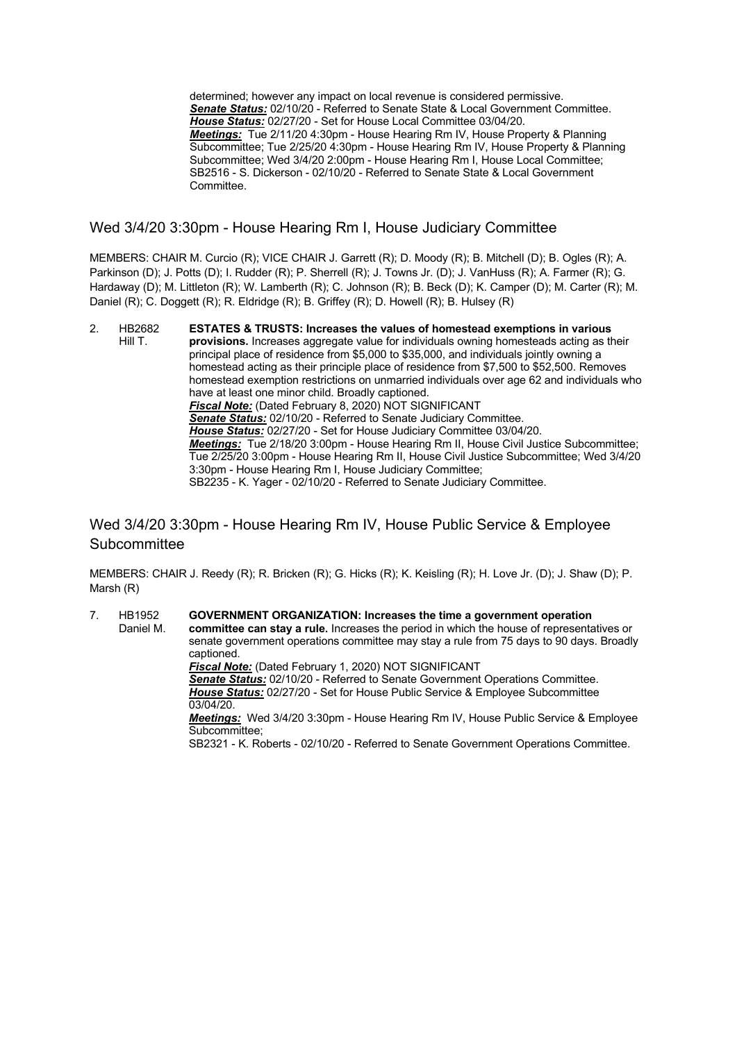determined; however any impact on local revenue is considered permissive.
***Senate Status:*** 02/10/20 - Referred to Senate State & Local Government Committee.
***House Status:*** 02/27/20 - Set for House Local Committee 03/04/20.
***Meetings:*** Tue 2/11/20 4:30pm - House Hearing Rm IV, House Property & Planning Subcommittee; Tue 2/25/20 4:30pm - House Hearing Rm IV, House Property & Planning Subcommittee; Wed 3/4/20 2:00pm - House Hearing Rm I, House Local Committee;
SB2516 - S. Dickerson - 02/10/20 - Referred to Senate State & Local Government Committee.

## Wed 3/4/20 3:30pm - House Hearing Rm I, House Judiciary Committee

MEMBERS: CHAIR M. Curcio (R); VICE CHAIR J. Garrett (R); D. Moody (R); B. Mitchell (D); B. Ogles (R); A. Parkinson (D); J. Potts (D); I. Rudder (R); P. Sherrell (R); J. Towns Jr. (D); J. VanHuss (R); A. Farmer (R); G. Hardaway (D); M. Littleton (R); W. Lamberth (R); C. Johnson (R); B. Beck (D); K. Camper (D); M. Carter (R); M. Daniel (R); C. Doggett (R); R. Eldridge (R); B. Griffey (R); D. Howell (R); B. Hulsey (R)

2. HB2682 Hill T. **ESTATES & TRUSTS: Increases the values of homestead exemptions in various provisions.** Increases aggregate value for individuals owning homesteads acting as their principal place of residence from $5,000 to $35,000, and individuals jointly owning a homestead acting as their principle place of residence from $7,500 to $52,500. Removes homestead exemption restrictions on unmarried individuals over age 62 and individuals who have at least one minor child. Broadly captioned.
***Fiscal Note:*** (Dated February 8, 2020) NOT SIGNIFICANT
***Senate Status:*** 02/10/20 - Referred to Senate Judiciary Committee.
***House Status:*** 02/27/20 - Set for House Judiciary Committee 03/04/20.
***Meetings:*** Tue 2/18/20 3:00pm - House Hearing Rm II, House Civil Justice Subcommittee; Tue 2/25/20 3:00pm - House Hearing Rm II, House Civil Justice Subcommittee; Wed 3/4/20 3:30pm - House Hearing Rm I, House Judiciary Committee;
SB2235 - K. Yager - 02/10/20 - Referred to Senate Judiciary Committee.

## Wed 3/4/20 3:30pm - House Hearing Rm IV, House Public Service & Employee Subcommittee

MEMBERS: CHAIR J. Reedy (R); R. Bricken (R); G. Hicks (R); K. Keisling (R); H. Love Jr. (D); J. Shaw (D); P. Marsh (R)

7. HB1952 Daniel M. **GOVERNMENT ORGANIZATION: Increases the time a government operation committee can stay a rule.** Increases the period in which the house of representatives or senate government operations committee may stay a rule from 75 days to 90 days. Broadly captioned.
***Fiscal Note:*** (Dated February 1, 2020) NOT SIGNIFICANT
***Senate Status:*** 02/10/20 - Referred to Senate Government Operations Committee.
***House Status:*** 02/27/20 - Set for House Public Service & Employee Subcommittee 03/04/20.
***Meetings:*** Wed 3/4/20 3:30pm - House Hearing Rm IV, House Public Service & Employee Subcommittee;
SB2321 - K. Roberts - 02/10/20 - Referred to Senate Government Operations Committee.